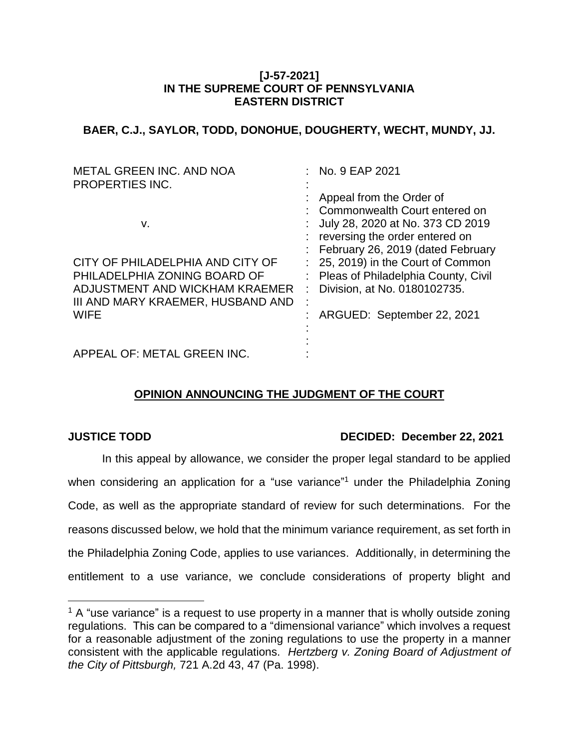**[J-57-2021]**
**IN THE SUPREME COURT OF PENNSYLVANIA**
**EASTERN DISTRICT**

**BAER, C.J., SAYLOR, TODD, DONOHUE, DOUGHERTY, WECHT, MUNDY, JJ.**

| | |
|---|---|
| METAL GREEN INC. AND NOA PROPERTIES INC.<br><br>v.<br><br>CITY OF PHILADELPHIA AND CITY OF PHILADELPHIA ZONING BOARD OF ADJUSTMENT AND WICKHAM KRAEMER III AND MARY KRAEMER, HUSBAND AND WIFE<br><br>APPEAL OF: METAL GREEN INC. | No. 9 EAP 2021<br><br>Appeal from the Order of Commonwealth Court entered on July 28, 2020 at No. 373 CD 2019 reversing the order entered on February 26, 2019 (dated February 25, 2019) in the Court of Common Pleas of Philadelphia County, Civil Division, at No. 0180102735.<br><br>ARGUED: September 22, 2021 |

**OPINION ANNOUNCING THE JUDGMENT OF THE COURT**

**JUSTICE TODD** **DECIDED: December 22, 2021**

In this appeal by allowance, we consider the proper legal standard to be applied when considering an application for a "use variance"[1] under the Philadelphia Zoning Code, as well as the appropriate standard of review for such determinations. For the reasons discussed below, we hold that the minimum variance requirement, as set forth in the Philadelphia Zoning Code, applies to use variances. Additionally, in determining the entitlement to a use variance, we conclude considerations of property blight and

---

[1] A "use variance" is a request to use property in a manner that is wholly outside zoning regulations. This can be compared to a "dimensional variance" which involves a request for a reasonable adjustment of the zoning regulations to use the property in a manner consistent with the applicable regulations. *Hertzberg v. Zoning Board of Adjustment of the City of Pittsburgh,* 721 A.2d 43, 47 (Pa. 1998).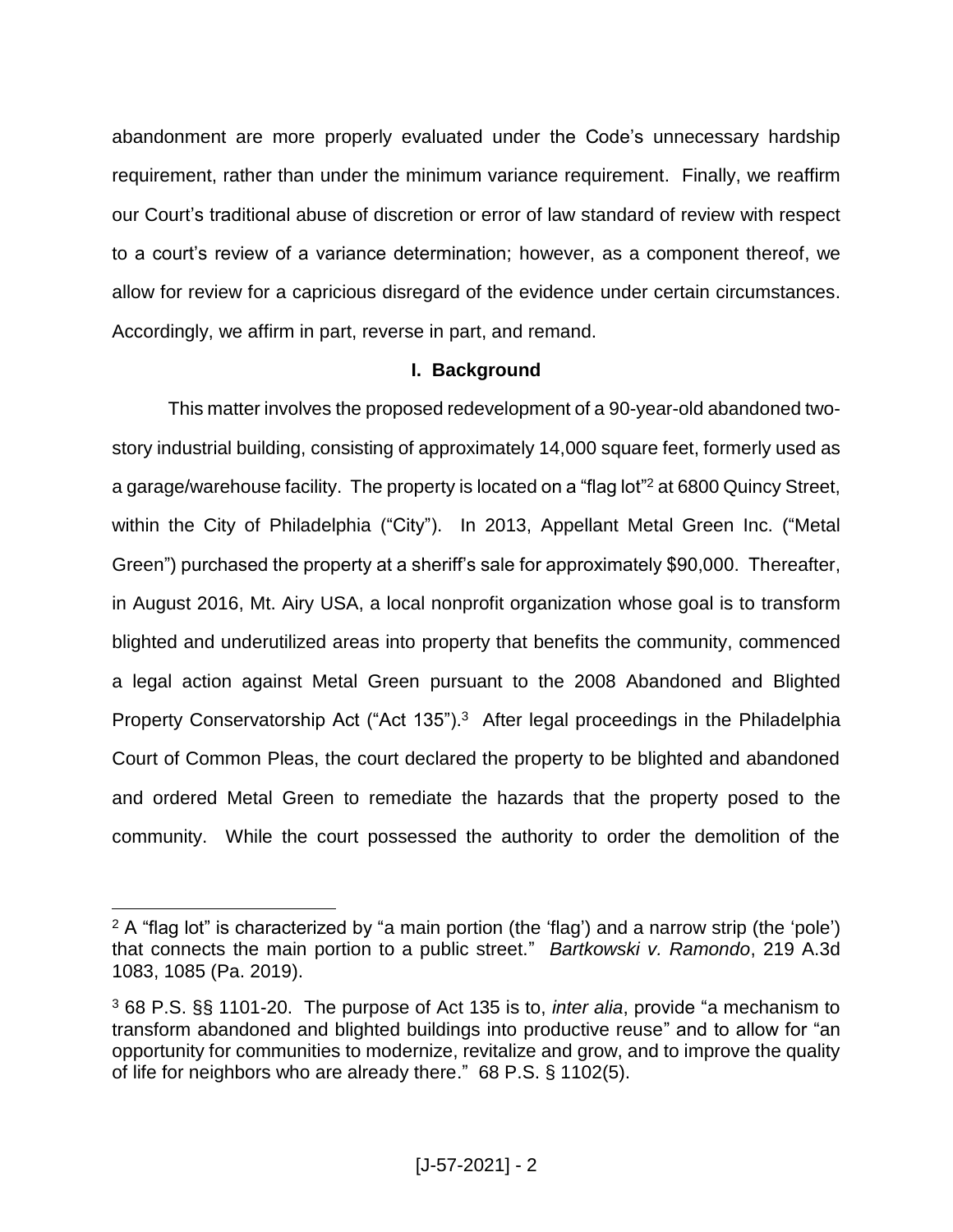abandonment are more properly evaluated under the Code's unnecessary hardship requirement, rather than under the minimum variance requirement. Finally, we reaffirm our Court's traditional abuse of discretion or error of law standard of review with respect to a court's review of a variance determination; however, as a component thereof, we allow for review for a capricious disregard of the evidence under certain circumstances. Accordingly, we affirm in part, reverse in part, and remand.

## I. Background

This matter involves the proposed redevelopment of a 90-year-old abandoned two-story industrial building, consisting of approximately 14,000 square feet, formerly used as a garage/warehouse facility. The property is located on a "flag lot"[2] at 6800 Quincy Street, within the City of Philadelphia ("City"). In 2013, Appellant Metal Green Inc. ("Metal Green") purchased the property at a sheriff's sale for approximately $90,000. Thereafter, in August 2016, Mt. Airy USA, a local nonprofit organization whose goal is to transform blighted and underutilized areas into property that benefits the community, commenced a legal action against Metal Green pursuant to the 2008 Abandoned and Blighted Property Conservatorship Act ("Act 135").[3] After legal proceedings in the Philadelphia Court of Common Pleas, the court declared the property to be blighted and abandoned and ordered Metal Green to remediate the hazards that the property posed to the community. While the court possessed the authority to order the demolition of the

---

[2] A "flag lot" is characterized by "a main portion (the 'flag') and a narrow strip (the 'pole') that connects the main portion to a public street." *Bartkowski v. Ramondo*, 219 A.3d 1083, 1085 (Pa. 2019).

[3] 68 P.S. §§ 1101-20. The purpose of Act 135 is to, *inter alia*, provide "a mechanism to transform abandoned and blighted buildings into productive reuse" and to allow for "an opportunity for communities to modernize, revitalize and grow, and to improve the quality of life for neighbors who are already there." 68 P.S. § 1102(5).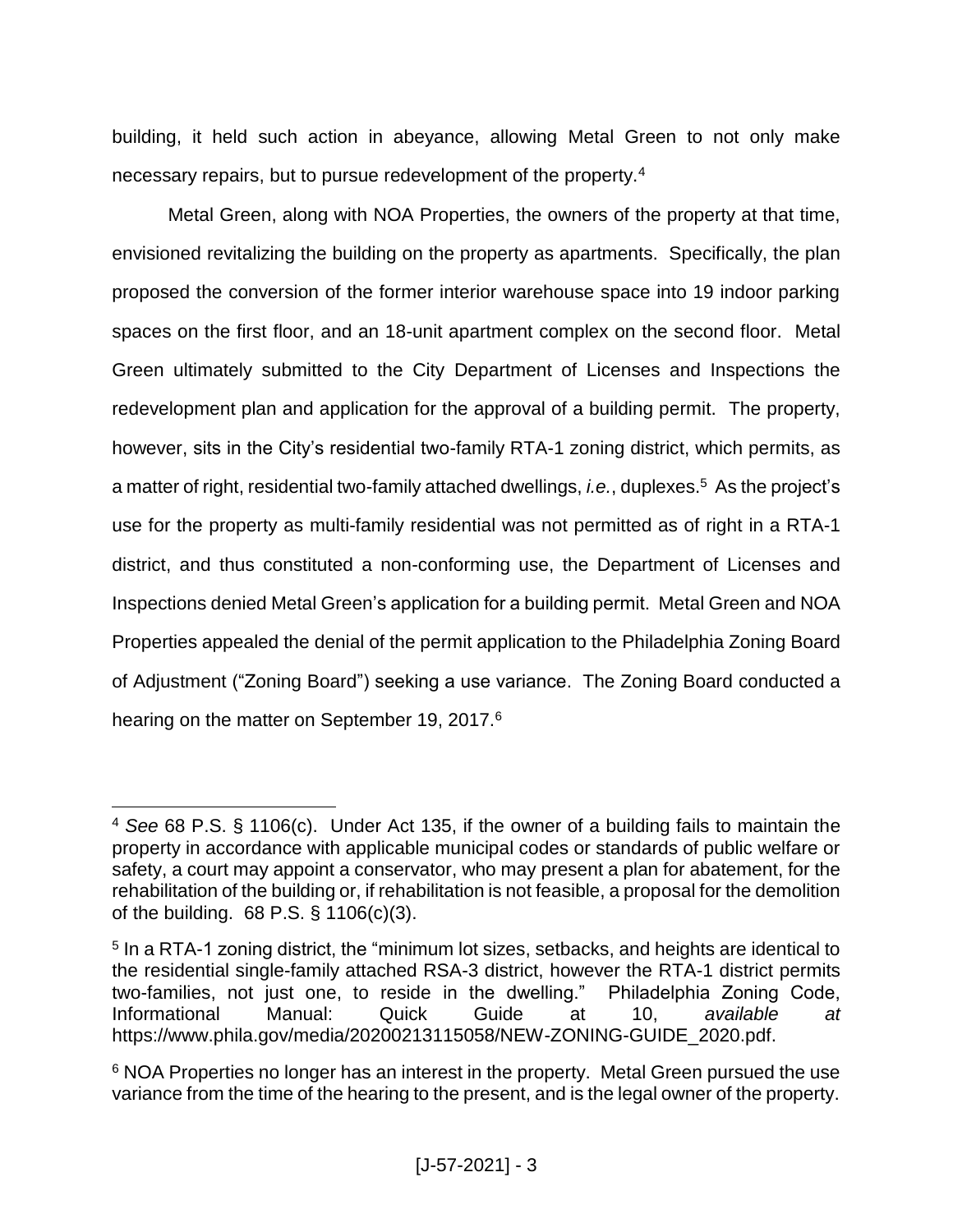building, it held such action in abeyance, allowing Metal Green to not only make necessary repairs, but to pursue redevelopment of the property.[4]

Metal Green, along with NOA Properties, the owners of the property at that time, envisioned revitalizing the building on the property as apartments. Specifically, the plan proposed the conversion of the former interior warehouse space into 19 indoor parking spaces on the first floor, and an 18-unit apartment complex on the second floor. Metal Green ultimately submitted to the City Department of Licenses and Inspections the redevelopment plan and application for the approval of a building permit. The property, however, sits in the City's residential two-family RTA-1 zoning district, which permits, as a matter of right, residential two-family attached dwellings, *i.e.*, duplexes.[5] As the project's use for the property as multi-family residential was not permitted as of right in a RTA-1 district, and thus constituted a non-conforming use, the Department of Licenses and Inspections denied Metal Green's application for a building permit. Metal Green and NOA Properties appealed the denial of the permit application to the Philadelphia Zoning Board of Adjustment ("Zoning Board") seeking a use variance. The Zoning Board conducted a hearing on the matter on September 19, 2017.[6]

---

[4] *See* 68 P.S. § 1106(c). Under Act 135, if the owner of a building fails to maintain the property in accordance with applicable municipal codes or standards of public welfare or safety, a court may appoint a conservator, who may present a plan for abatement, for the rehabilitation of the building or, if rehabilitation is not feasible, a proposal for the demolition of the building. 68 P.S. § 1106(c)(3).

[5] In a RTA-1 zoning district, the "minimum lot sizes, setbacks, and heights are identical to the residential single-family attached RSA-3 district, however the RTA-1 district permits two-families, not just one, to reside in the dwelling." Philadelphia Zoning Code, Informational Manual: Quick Guide at 10, *available at* https://www.phila.gov/media/20200213115058/NEW-ZONING-GUIDE_2020.pdf.

[6] NOA Properties no longer has an interest in the property. Metal Green pursued the use variance from the time of the hearing to the present, and is the legal owner of the property.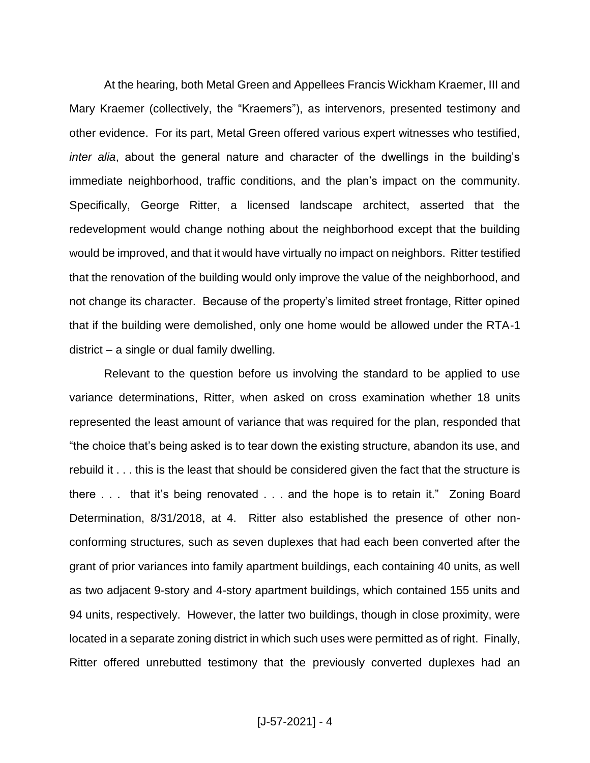At the hearing, both Metal Green and Appellees Francis Wickham Kraemer, III and Mary Kraemer (collectively, the "Kraemers"), as intervenors, presented testimony and other evidence. For its part, Metal Green offered various expert witnesses who testified, *inter alia*, about the general nature and character of the dwellings in the building's immediate neighborhood, traffic conditions, and the plan's impact on the community. Specifically, George Ritter, a licensed landscape architect, asserted that the redevelopment would change nothing about the neighborhood except that the building would be improved, and that it would have virtually no impact on neighbors. Ritter testified that the renovation of the building would only improve the value of the neighborhood, and not change its character. Because of the property's limited street frontage, Ritter opined that if the building were demolished, only one home would be allowed under the RTA-1 district – a single or dual family dwelling.

Relevant to the question before us involving the standard to be applied to use variance determinations, Ritter, when asked on cross examination whether 18 units represented the least amount of variance that was required for the plan, responded that "the choice that's being asked is to tear down the existing structure, abandon its use, and rebuild it . . . this is the least that should be considered given the fact that the structure is there . . . that it's being renovated . . . and the hope is to retain it." Zoning Board Determination, 8/31/2018, at 4. Ritter also established the presence of other non-conforming structures, such as seven duplexes that had each been converted after the grant of prior variances into family apartment buildings, each containing 40 units, as well as two adjacent 9-story and 4-story apartment buildings, which contained 155 units and 94 units, respectively. However, the latter two buildings, though in close proximity, were located in a separate zoning district in which such uses were permitted as of right. Finally, Ritter offered unrebutted testimony that the previously converted duplexes had an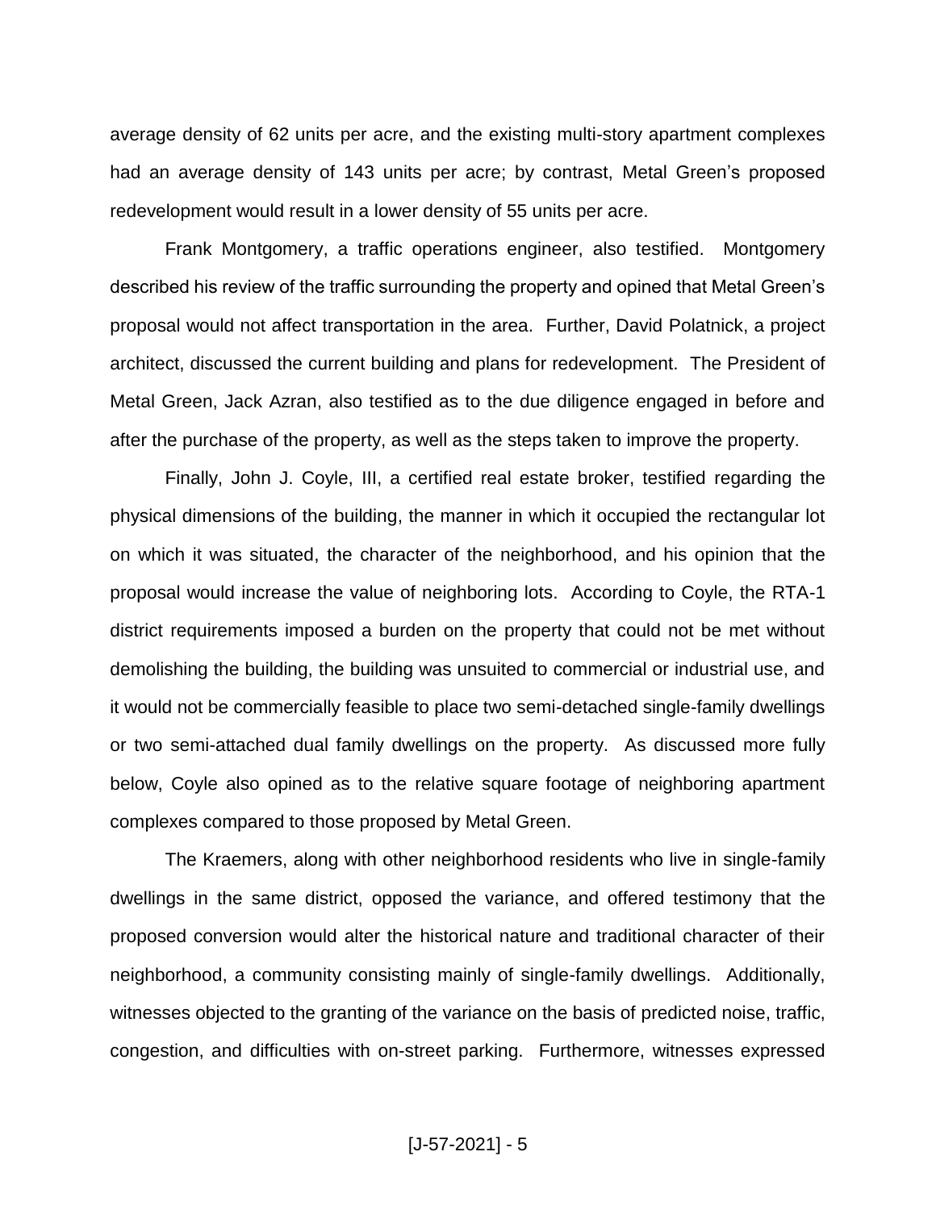average density of 62 units per acre, and the existing multi-story apartment complexes had an average density of 143 units per acre; by contrast, Metal Green's proposed redevelopment would result in a lower density of 55 units per acre.

Frank Montgomery, a traffic operations engineer, also testified. Montgomery described his review of the traffic surrounding the property and opined that Metal Green's proposal would not affect transportation in the area. Further, David Polatnick, a project architect, discussed the current building and plans for redevelopment. The President of Metal Green, Jack Azran, also testified as to the due diligence engaged in before and after the purchase of the property, as well as the steps taken to improve the property.

Finally, John J. Coyle, III, a certified real estate broker, testified regarding the physical dimensions of the building, the manner in which it occupied the rectangular lot on which it was situated, the character of the neighborhood, and his opinion that the proposal would increase the value of neighboring lots. According to Coyle, the RTA-1 district requirements imposed a burden on the property that could not be met without demolishing the building, the building was unsuited to commercial or industrial use, and it would not be commercially feasible to place two semi-detached single-family dwellings or two semi-attached dual family dwellings on the property. As discussed more fully below, Coyle also opined as to the relative square footage of neighboring apartment complexes compared to those proposed by Metal Green.

The Kraemers, along with other neighborhood residents who live in single-family dwellings in the same district, opposed the variance, and offered testimony that the proposed conversion would alter the historical nature and traditional character of their neighborhood, a community consisting mainly of single-family dwellings. Additionally, witnesses objected to the granting of the variance on the basis of predicted noise, traffic, congestion, and difficulties with on-street parking. Furthermore, witnesses expressed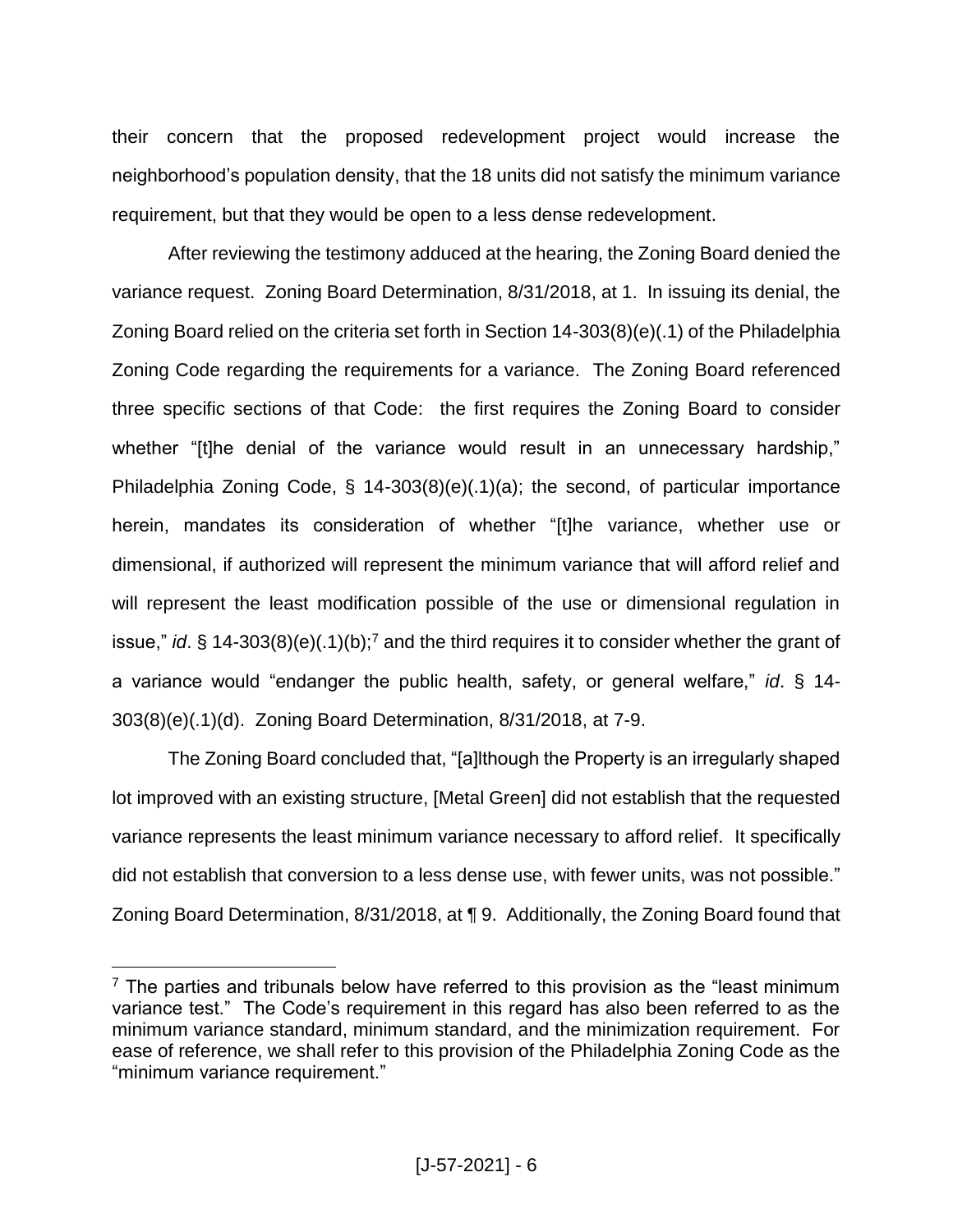their concern that the proposed redevelopment project would increase the neighborhood's population density, that the 18 units did not satisfy the minimum variance requirement, but that they would be open to a less dense redevelopment.

After reviewing the testimony adduced at the hearing, the Zoning Board denied the variance request. Zoning Board Determination, 8/31/2018, at 1. In issuing its denial, the Zoning Board relied on the criteria set forth in Section 14-303(8)(e)(.1) of the Philadelphia Zoning Code regarding the requirements for a variance. The Zoning Board referenced three specific sections of that Code: the first requires the Zoning Board to consider whether "[t]he denial of the variance would result in an unnecessary hardship," Philadelphia Zoning Code, § 14-303(8)(e)(.1)(a); the second, of particular importance herein, mandates its consideration of whether "[t]he variance, whether use or dimensional, if authorized will represent the minimum variance that will afford relief and will represent the least modification possible of the use or dimensional regulation in issue," *id*. § 14-303(8)(e)(.1)(b);[7] and the third requires it to consider whether the grant of a variance would "endanger the public health, safety, or general welfare," *id*. § 14-303(8)(e)(.1)(d). Zoning Board Determination, 8/31/2018, at 7-9.

The Zoning Board concluded that, "[a]lthough the Property is an irregularly shaped lot improved with an existing structure, [Metal Green] did not establish that the requested variance represents the least minimum variance necessary to afford relief. It specifically did not establish that conversion to a less dense use, with fewer units, was not possible." Zoning Board Determination, 8/31/2018, at ¶ 9. Additionally, the Zoning Board found that

---

[7] The parties and tribunals below have referred to this provision as the "least minimum variance test." The Code's requirement in this regard has also been referred to as the minimum variance standard, minimum standard, and the minimization requirement. For ease of reference, we shall refer to this provision of the Philadelphia Zoning Code as the "minimum variance requirement."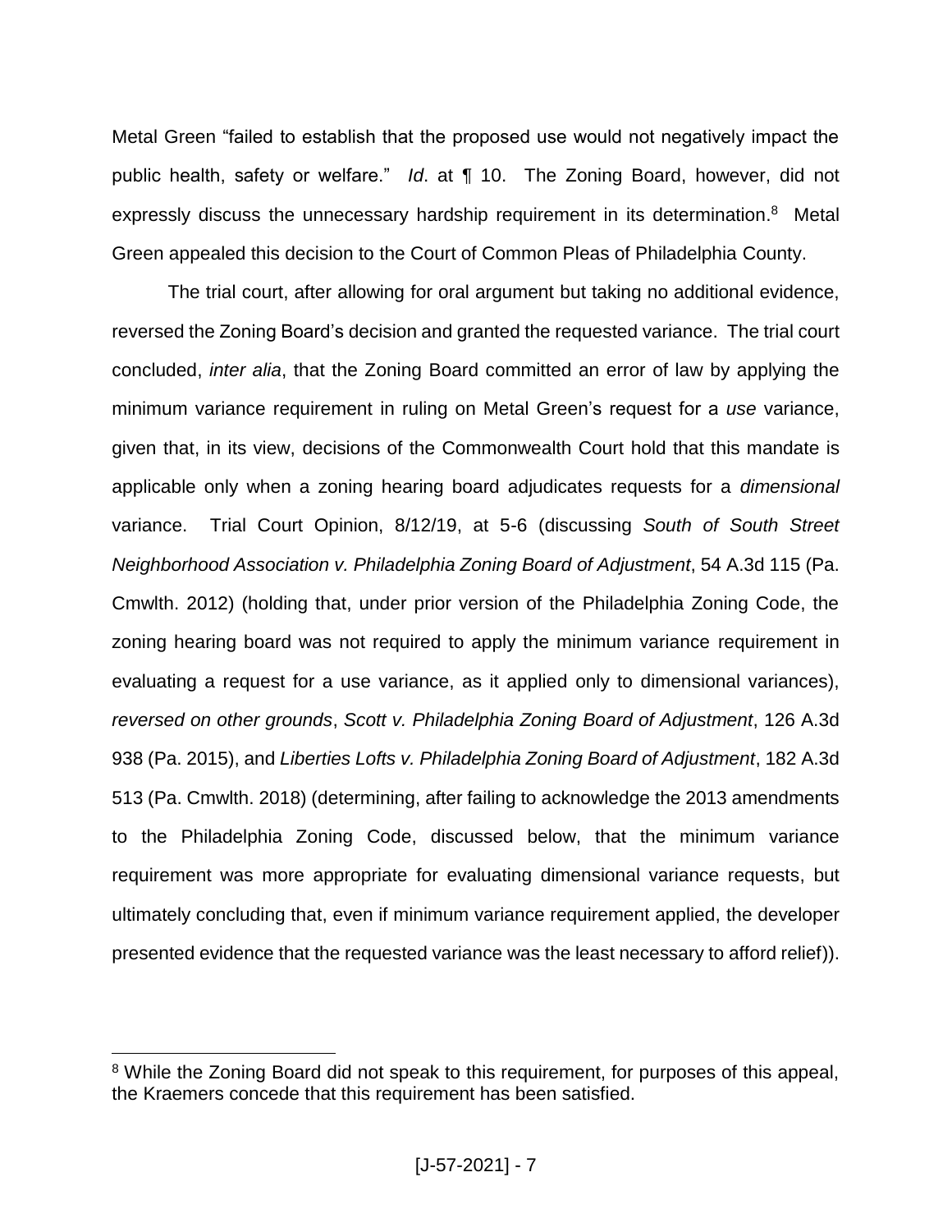Metal Green "failed to establish that the proposed use would not negatively impact the public health, safety or welfare." *Id*. at ¶ 10. The Zoning Board, however, did not expressly discuss the unnecessary hardship requirement in its determination.[8] Metal Green appealed this decision to the Court of Common Pleas of Philadelphia County.

The trial court, after allowing for oral argument but taking no additional evidence, reversed the Zoning Board's decision and granted the requested variance. The trial court concluded, *inter alia*, that the Zoning Board committed an error of law by applying the minimum variance requirement in ruling on Metal Green's request for a *use* variance, given that, in its view, decisions of the Commonwealth Court hold that this mandate is applicable only when a zoning hearing board adjudicates requests for a *dimensional* variance. Trial Court Opinion, 8/12/19, at 5-6 (discussing *South of South Street Neighborhood Association v. Philadelphia Zoning Board of Adjustment*, 54 A.3d 115 (Pa. Cmwlth. 2012) (holding that, under prior version of the Philadelphia Zoning Code, the zoning hearing board was not required to apply the minimum variance requirement in evaluating a request for a use variance, as it applied only to dimensional variances), *reversed on other grounds*, *Scott v. Philadelphia Zoning Board of Adjustment*, 126 A.3d 938 (Pa. 2015), and *Liberties Lofts v. Philadelphia Zoning Board of Adjustment*, 182 A.3d 513 (Pa. Cmwlth. 2018) (determining, after failing to acknowledge the 2013 amendments to the Philadelphia Zoning Code, discussed below, that the minimum variance requirement was more appropriate for evaluating dimensional variance requests, but ultimately concluding that, even if minimum variance requirement applied, the developer presented evidence that the requested variance was the least necessary to afford relief)).

---

[8] While the Zoning Board did not speak to this requirement, for purposes of this appeal, the Kraemers concede that this requirement has been satisfied.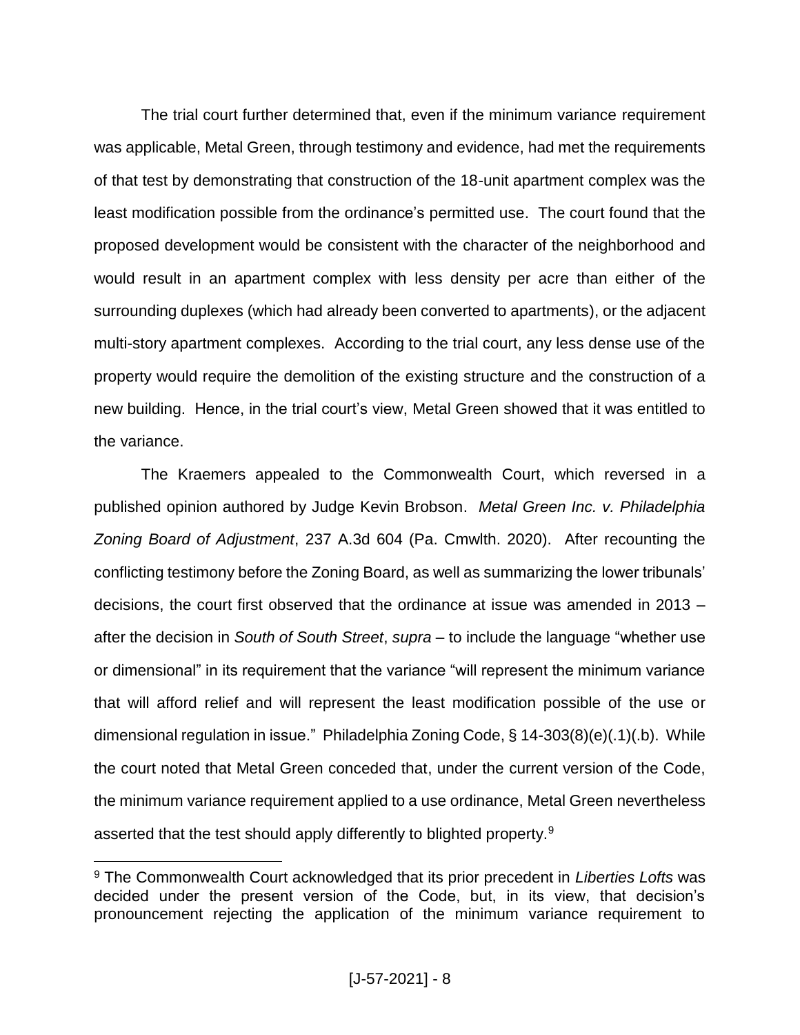The trial court further determined that, even if the minimum variance requirement was applicable, Metal Green, through testimony and evidence, had met the requirements of that test by demonstrating that construction of the 18-unit apartment complex was the least modification possible from the ordinance's permitted use. The court found that the proposed development would be consistent with the character of the neighborhood and would result in an apartment complex with less density per acre than either of the surrounding duplexes (which had already been converted to apartments), or the adjacent multi-story apartment complexes. According to the trial court, any less dense use of the property would require the demolition of the existing structure and the construction of a new building. Hence, in the trial court's view, Metal Green showed that it was entitled to the variance.

The Kraemers appealed to the Commonwealth Court, which reversed in a published opinion authored by Judge Kevin Brobson. *Metal Green Inc. v. Philadelphia Zoning Board of Adjustment*, 237 A.3d 604 (Pa. Cmwlth. 2020). After recounting the conflicting testimony before the Zoning Board, as well as summarizing the lower tribunals' decisions, the court first observed that the ordinance at issue was amended in 2013 – after the decision in *South of South Street*, *supra* – to include the language "whether use or dimensional" in its requirement that the variance "will represent the minimum variance that will afford relief and will represent the least modification possible of the use or dimensional regulation in issue." Philadelphia Zoning Code, § 14-303(8)(e)(.1)(.b). While the court noted that Metal Green conceded that, under the current version of the Code, the minimum variance requirement applied to a use ordinance, Metal Green nevertheless asserted that the test should apply differently to blighted property.[9]

[9] The Commonwealth Court acknowledged that its prior precedent in *Liberties Lofts* was decided under the present version of the Code, but, in its view, that decision's pronouncement rejecting the application of the minimum variance requirement to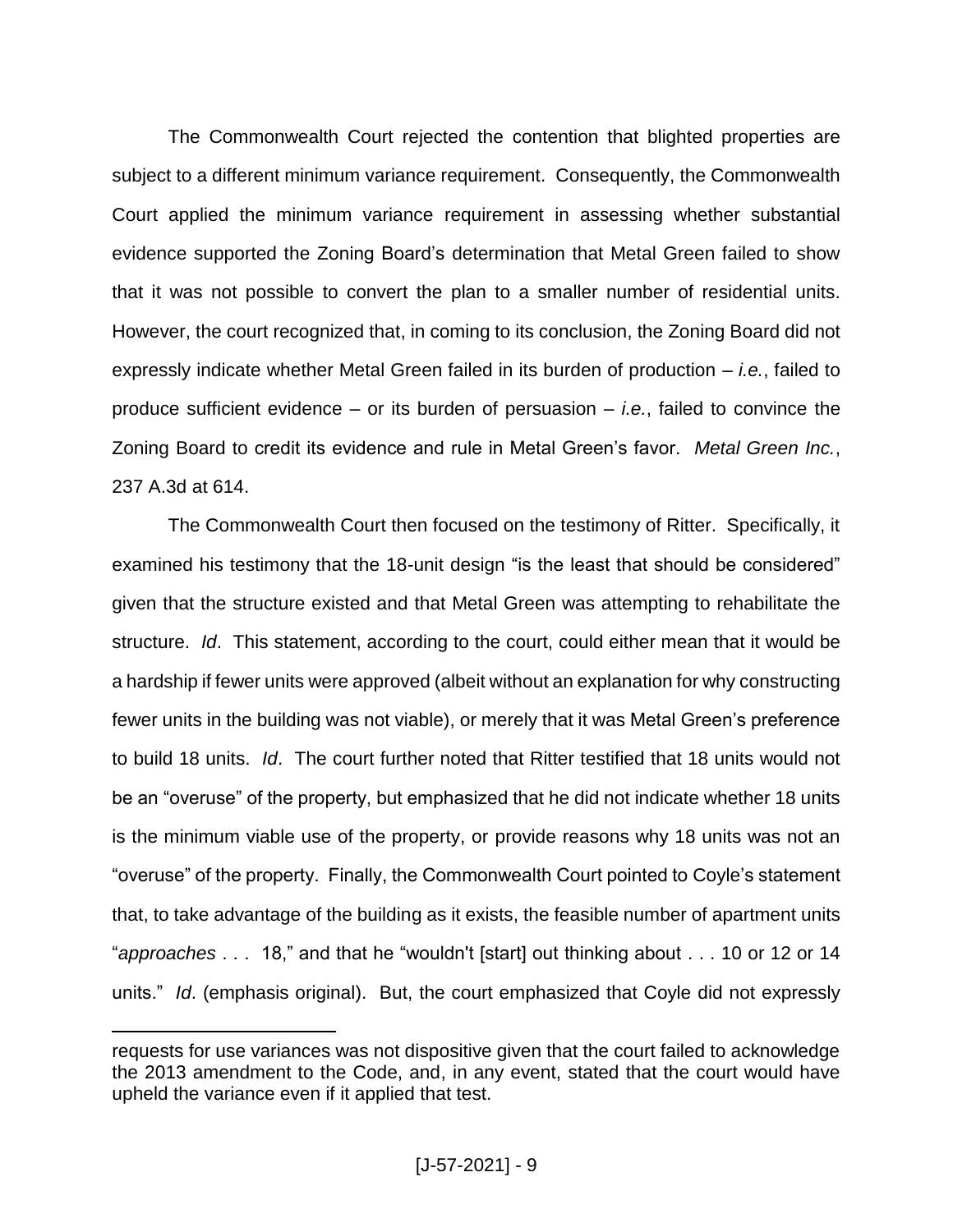The Commonwealth Court rejected the contention that blighted properties are subject to a different minimum variance requirement. Consequently, the Commonwealth Court applied the minimum variance requirement in assessing whether substantial evidence supported the Zoning Board's determination that Metal Green failed to show that it was not possible to convert the plan to a smaller number of residential units. However, the court recognized that, in coming to its conclusion, the Zoning Board did not expressly indicate whether Metal Green failed in its burden of production – *i.e.*, failed to produce sufficient evidence – or its burden of persuasion – *i.e.*, failed to convince the Zoning Board to credit its evidence and rule in Metal Green's favor. *Metal Green Inc.*, 237 A.3d at 614.

The Commonwealth Court then focused on the testimony of Ritter. Specifically, it examined his testimony that the 18-unit design "is the least that should be considered" given that the structure existed and that Metal Green was attempting to rehabilitate the structure. *Id*. This statement, according to the court, could either mean that it would be a hardship if fewer units were approved (albeit without an explanation for why constructing fewer units in the building was not viable), or merely that it was Metal Green's preference to build 18 units. *Id*. The court further noted that Ritter testified that 18 units would not be an "overuse" of the property, but emphasized that he did not indicate whether 18 units is the minimum viable use of the property, or provide reasons why 18 units was not an "overuse" of the property. Finally, the Commonwealth Court pointed to Coyle's statement that, to take advantage of the building as it exists, the feasible number of apartment units "*approaches* . . . 18," and that he "wouldn't [start] out thinking about . . . 10 or 12 or 14 units." *Id*. (emphasis original). But, the court emphasized that Coyle did not expressly

---

requests for use variances was not dispositive given that the court failed to acknowledge the 2013 amendment to the Code, and, in any event, stated that the court would have upheld the variance even if it applied that test.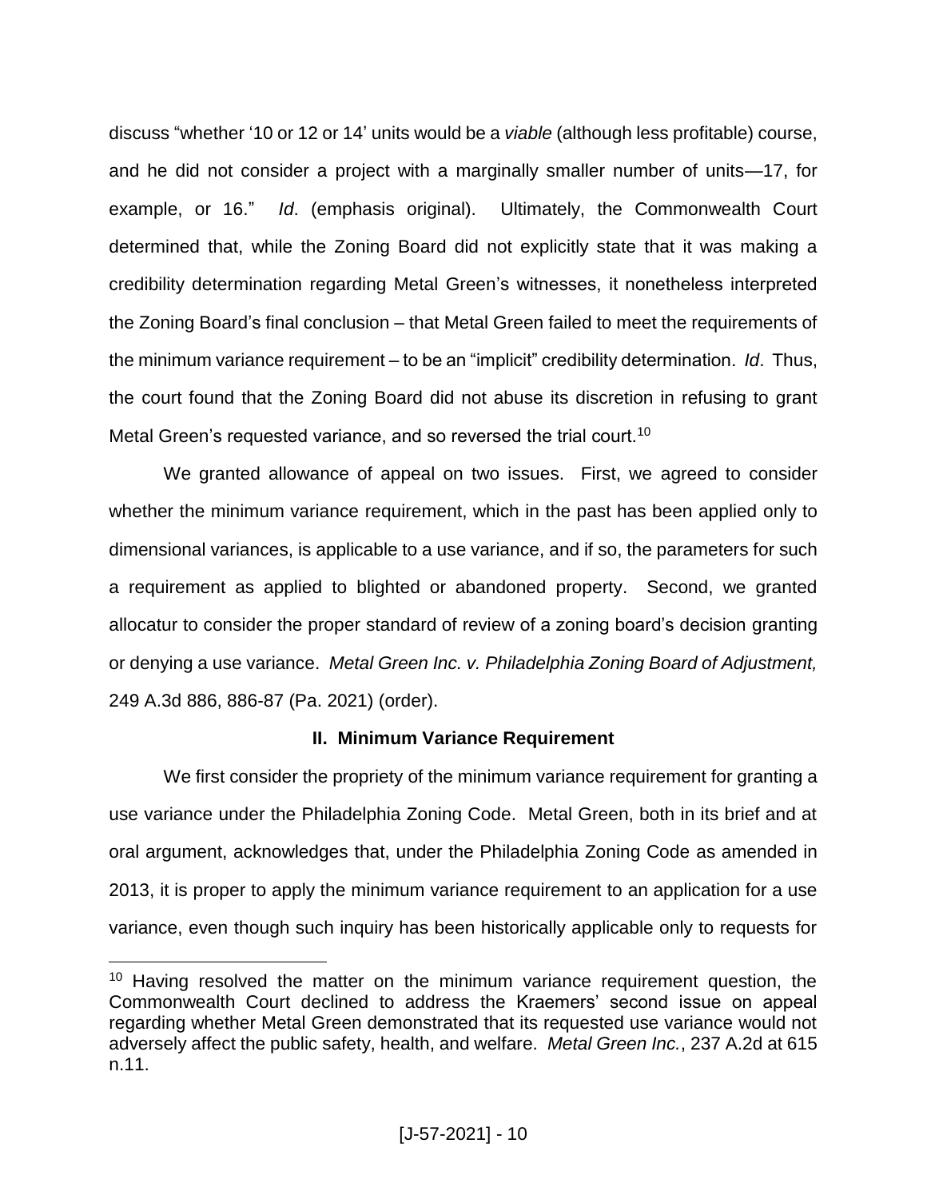discuss "whether '10 or 12 or 14' units would be a *viable* (although less profitable) course, and he did not consider a project with a marginally smaller number of units—17, for example, or 16." *Id*. (emphasis original). Ultimately, the Commonwealth Court determined that, while the Zoning Board did not explicitly state that it was making a credibility determination regarding Metal Green's witnesses, it nonetheless interpreted the Zoning Board's final conclusion – that Metal Green failed to meet the requirements of the minimum variance requirement – to be an "implicit" credibility determination. *Id*. Thus, the court found that the Zoning Board did not abuse its discretion in refusing to grant Metal Green's requested variance, and so reversed the trial court.[10]

We granted allowance of appeal on two issues. First, we agreed to consider whether the minimum variance requirement, which in the past has been applied only to dimensional variances, is applicable to a use variance, and if so, the parameters for such a requirement as applied to blighted or abandoned property. Second, we granted allocatur to consider the proper standard of review of a zoning board's decision granting or denying a use variance. *Metal Green Inc. v. Philadelphia Zoning Board of Adjustment,* 249 A.3d 886, 886-87 (Pa. 2021) (order).

## II. Minimum Variance Requirement

We first consider the propriety of the minimum variance requirement for granting a use variance under the Philadelphia Zoning Code. Metal Green, both in its brief and at oral argument, acknowledges that, under the Philadelphia Zoning Code as amended in 2013, it is proper to apply the minimum variance requirement to an application for a use variance, even though such inquiry has been historically applicable only to requests for

---

[10] Having resolved the matter on the minimum variance requirement question, the Commonwealth Court declined to address the Kraemers' second issue on appeal regarding whether Metal Green demonstrated that its requested use variance would not adversely affect the public safety, health, and welfare. *Metal Green Inc.*, 237 A.2d at 615 n.11.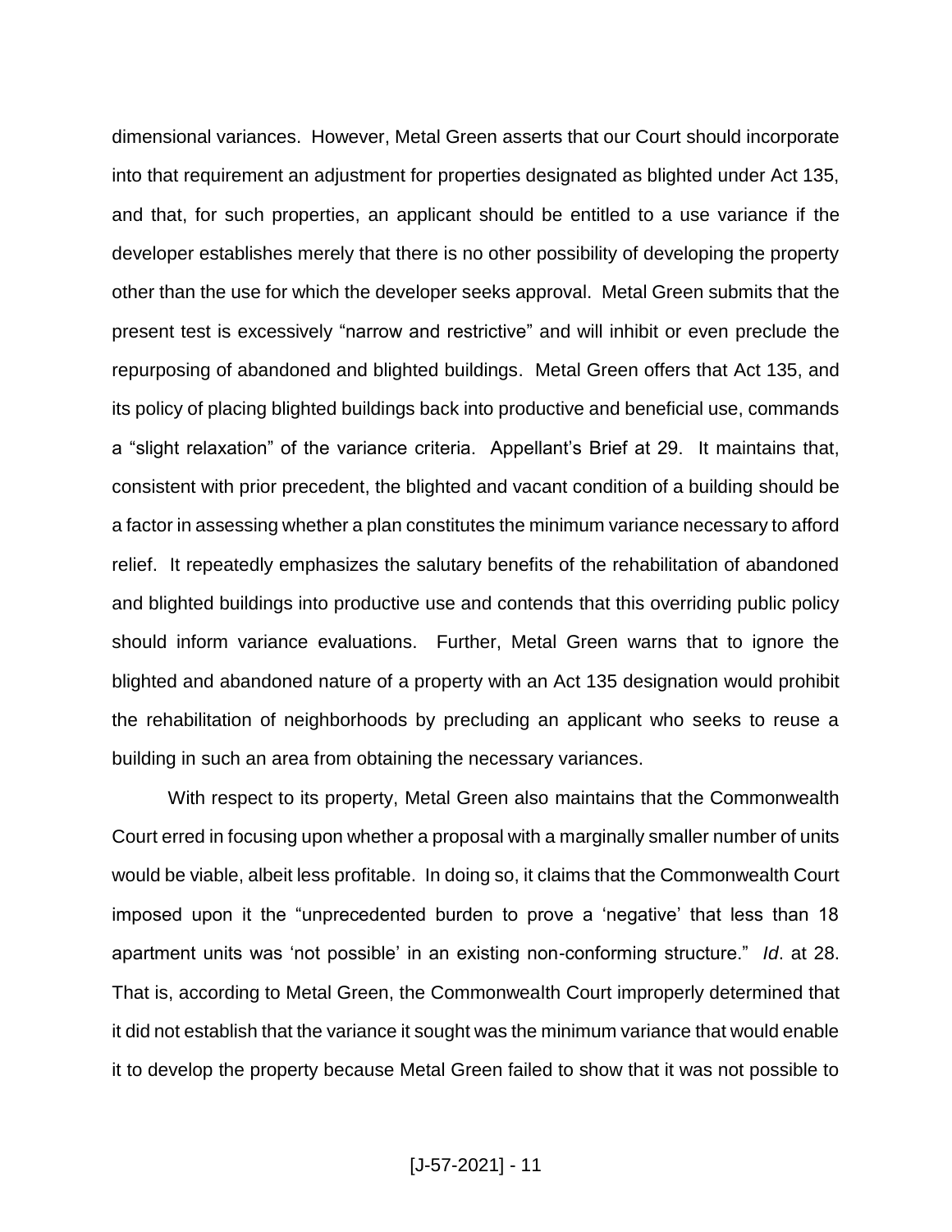dimensional variances. However, Metal Green asserts that our Court should incorporate into that requirement an adjustment for properties designated as blighted under Act 135, and that, for such properties, an applicant should be entitled to a use variance if the developer establishes merely that there is no other possibility of developing the property other than the use for which the developer seeks approval. Metal Green submits that the present test is excessively "narrow and restrictive" and will inhibit or even preclude the repurposing of abandoned and blighted buildings. Metal Green offers that Act 135, and its policy of placing blighted buildings back into productive and beneficial use, commands a "slight relaxation" of the variance criteria. Appellant's Brief at 29. It maintains that, consistent with prior precedent, the blighted and vacant condition of a building should be a factor in assessing whether a plan constitutes the minimum variance necessary to afford relief. It repeatedly emphasizes the salutary benefits of the rehabilitation of abandoned and blighted buildings into productive use and contends that this overriding public policy should inform variance evaluations. Further, Metal Green warns that to ignore the blighted and abandoned nature of a property with an Act 135 designation would prohibit the rehabilitation of neighborhoods by precluding an applicant who seeks to reuse a building in such an area from obtaining the necessary variances.

With respect to its property, Metal Green also maintains that the Commonwealth Court erred in focusing upon whether a proposal with a marginally smaller number of units would be viable, albeit less profitable. In doing so, it claims that the Commonwealth Court imposed upon it the "unprecedented burden to prove a 'negative' that less than 18 apartment units was 'not possible' in an existing non-conforming structure." *Id*. at 28. That is, according to Metal Green, the Commonwealth Court improperly determined that it did not establish that the variance it sought was the minimum variance that would enable it to develop the property because Metal Green failed to show that it was not possible to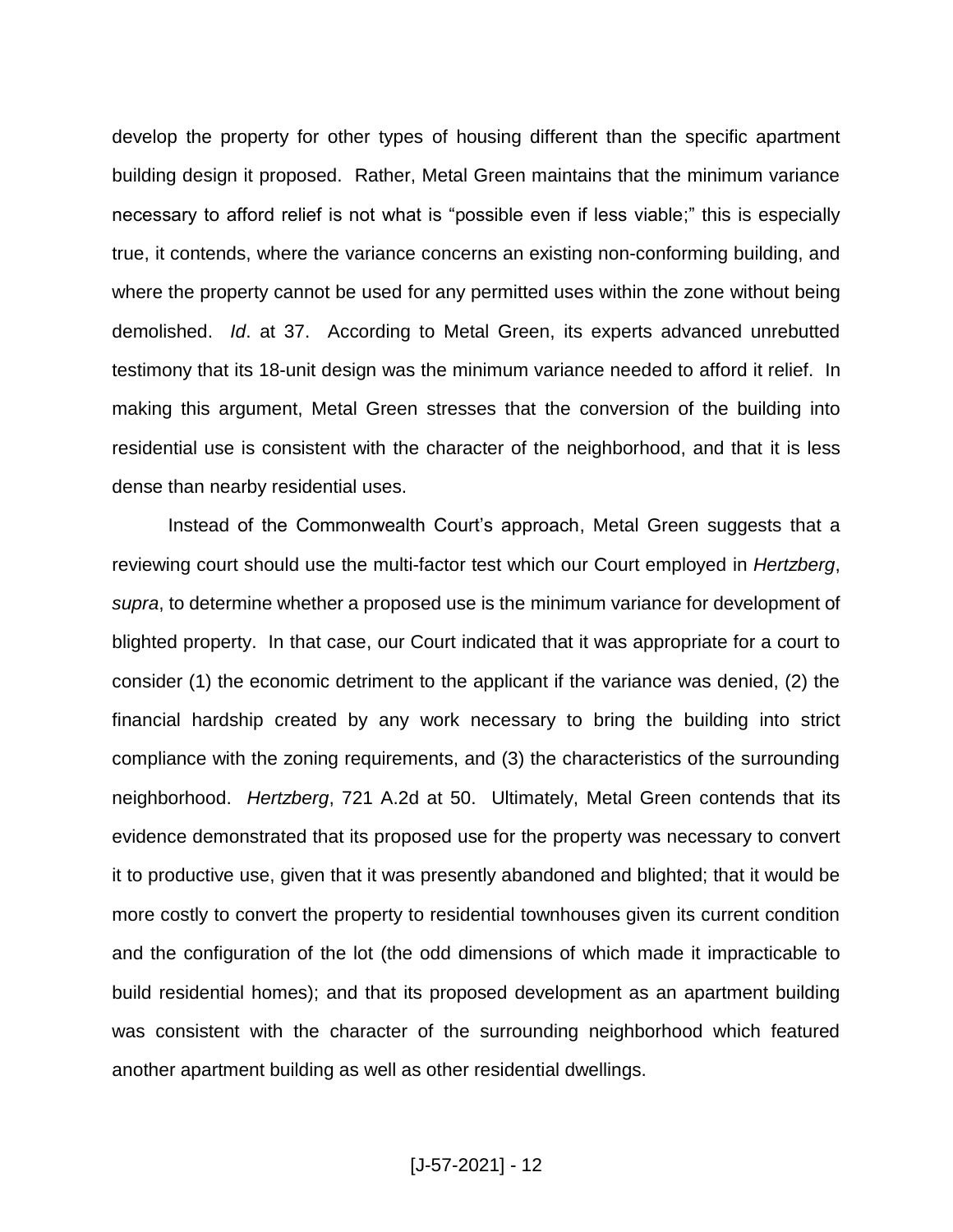develop the property for other types of housing different than the specific apartment building design it proposed. Rather, Metal Green maintains that the minimum variance necessary to afford relief is not what is "possible even if less viable;" this is especially true, it contends, where the variance concerns an existing non-conforming building, and where the property cannot be used for any permitted uses within the zone without being demolished. *Id*. at 37. According to Metal Green, its experts advanced unrebutted testimony that its 18-unit design was the minimum variance needed to afford it relief. In making this argument, Metal Green stresses that the conversion of the building into residential use is consistent with the character of the neighborhood, and that it is less dense than nearby residential uses.

Instead of the Commonwealth Court's approach, Metal Green suggests that a reviewing court should use the multi-factor test which our Court employed in *Hertzberg*, *supra*, to determine whether a proposed use is the minimum variance for development of blighted property. In that case, our Court indicated that it was appropriate for a court to consider (1) the economic detriment to the applicant if the variance was denied, (2) the financial hardship created by any work necessary to bring the building into strict compliance with the zoning requirements, and (3) the characteristics of the surrounding neighborhood. *Hertzberg*, 721 A.2d at 50. Ultimately, Metal Green contends that its evidence demonstrated that its proposed use for the property was necessary to convert it to productive use, given that it was presently abandoned and blighted; that it would be more costly to convert the property to residential townhouses given its current condition and the configuration of the lot (the odd dimensions of which made it impracticable to build residential homes); and that its proposed development as an apartment building was consistent with the character of the surrounding neighborhood which featured another apartment building as well as other residential dwellings.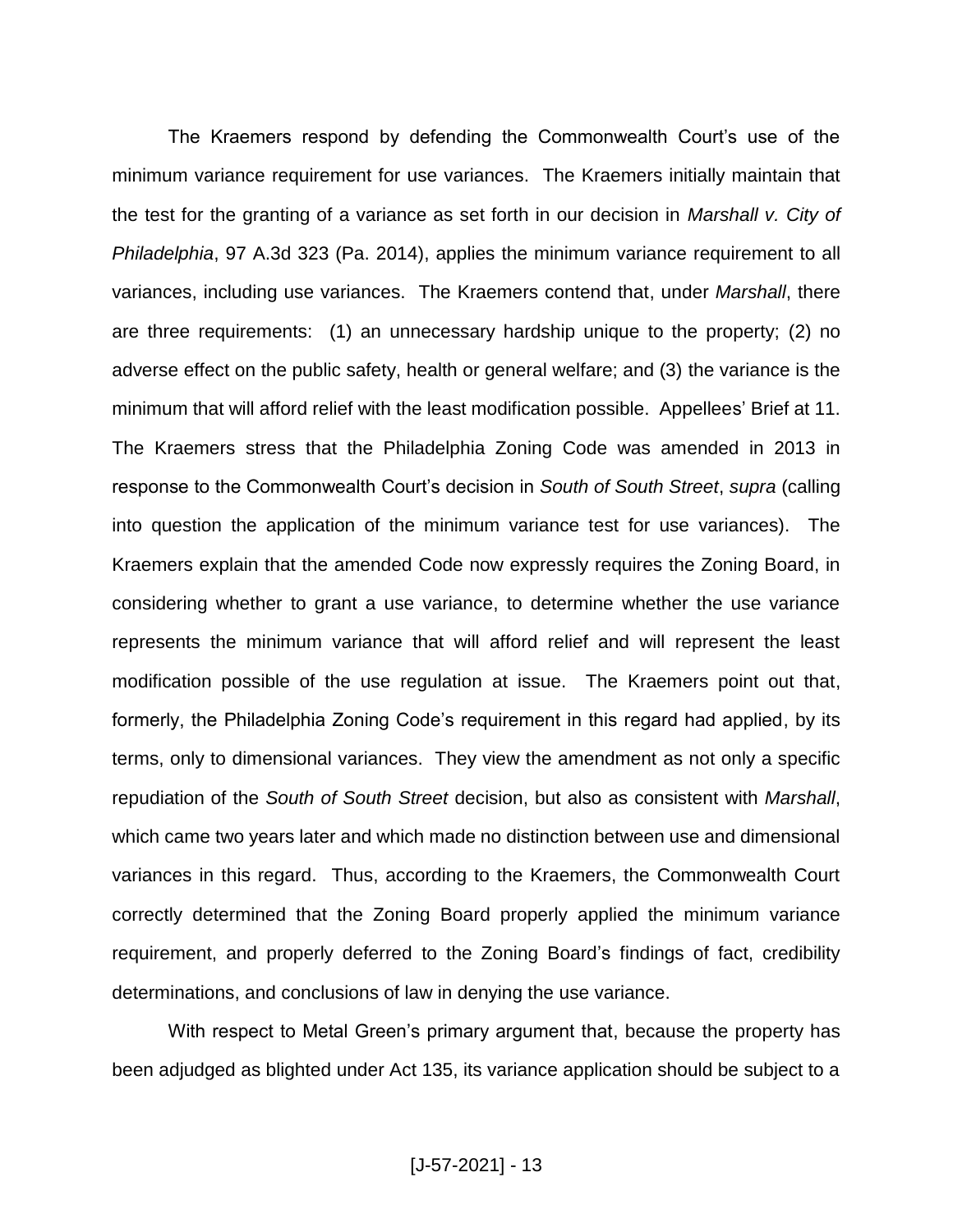The Kraemers respond by defending the Commonwealth Court's use of the minimum variance requirement for use variances. The Kraemers initially maintain that the test for the granting of a variance as set forth in our decision in *Marshall v. City of Philadelphia*, 97 A.3d 323 (Pa. 2014), applies the minimum variance requirement to all variances, including use variances. The Kraemers contend that, under *Marshall*, there are three requirements: (1) an unnecessary hardship unique to the property; (2) no adverse effect on the public safety, health or general welfare; and (3) the variance is the minimum that will afford relief with the least modification possible. Appellees' Brief at 11. The Kraemers stress that the Philadelphia Zoning Code was amended in 2013 in response to the Commonwealth Court's decision in *South of South Street*, *supra* (calling into question the application of the minimum variance test for use variances). The Kraemers explain that the amended Code now expressly requires the Zoning Board, in considering whether to grant a use variance, to determine whether the use variance represents the minimum variance that will afford relief and will represent the least modification possible of the use regulation at issue. The Kraemers point out that, formerly, the Philadelphia Zoning Code's requirement in this regard had applied, by its terms, only to dimensional variances. They view the amendment as not only a specific repudiation of the *South of South Street* decision, but also as consistent with *Marshall*, which came two years later and which made no distinction between use and dimensional variances in this regard. Thus, according to the Kraemers, the Commonwealth Court correctly determined that the Zoning Board properly applied the minimum variance requirement, and properly deferred to the Zoning Board's findings of fact, credibility determinations, and conclusions of law in denying the use variance.

With respect to Metal Green's primary argument that, because the property has been adjudged as blighted under Act 135, its variance application should be subject to a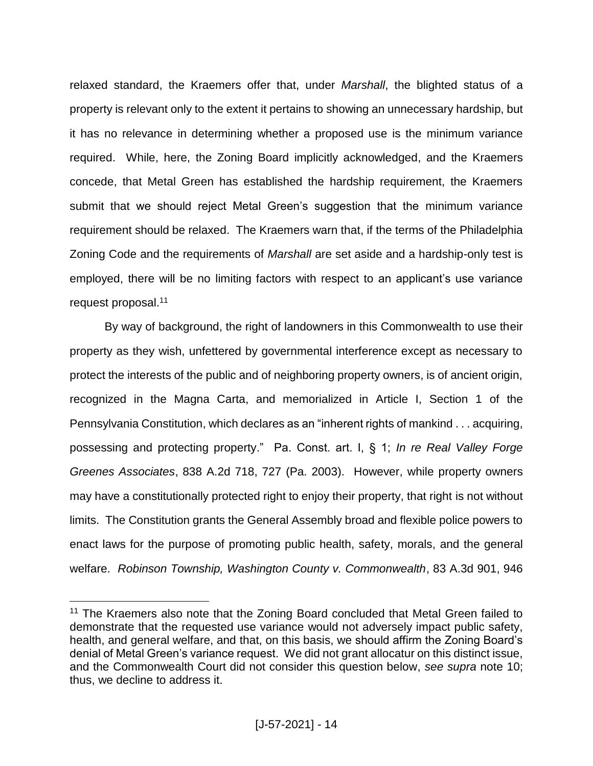relaxed standard, the Kraemers offer that, under *Marshall*, the blighted status of a property is relevant only to the extent it pertains to showing an unnecessary hardship, but it has no relevance in determining whether a proposed use is the minimum variance required. While, here, the Zoning Board implicitly acknowledged, and the Kraemers concede, that Metal Green has established the hardship requirement, the Kraemers submit that we should reject Metal Green's suggestion that the minimum variance requirement should be relaxed. The Kraemers warn that, if the terms of the Philadelphia Zoning Code and the requirements of *Marshall* are set aside and a hardship-only test is employed, there will be no limiting factors with respect to an applicant's use variance request proposal.[11]

By way of background, the right of landowners in this Commonwealth to use their property as they wish, unfettered by governmental interference except as necessary to protect the interests of the public and of neighboring property owners, is of ancient origin, recognized in the Magna Carta, and memorialized in Article I, Section 1 of the Pennsylvania Constitution, which declares as an "inherent rights of mankind . . . acquiring, possessing and protecting property." Pa. Const. art. I, § 1; *In re Real Valley Forge Greenes Associates*, 838 A.2d 718, 727 (Pa. 2003). However, while property owners may have a constitutionally protected right to enjoy their property, that right is not without limits. The Constitution grants the General Assembly broad and flexible police powers to enact laws for the purpose of promoting public health, safety, morals, and the general welfare. *Robinson Township, Washington County v. Commonwealth*, 83 A.3d 901, 946

---

[11] The Kraemers also note that the Zoning Board concluded that Metal Green failed to demonstrate that the requested use variance would not adversely impact public safety, health, and general welfare, and that, on this basis, we should affirm the Zoning Board's denial of Metal Green's variance request. We did not grant allocatur on this distinct issue, and the Commonwealth Court did not consider this question below, *see supra* note 10; thus, we decline to address it.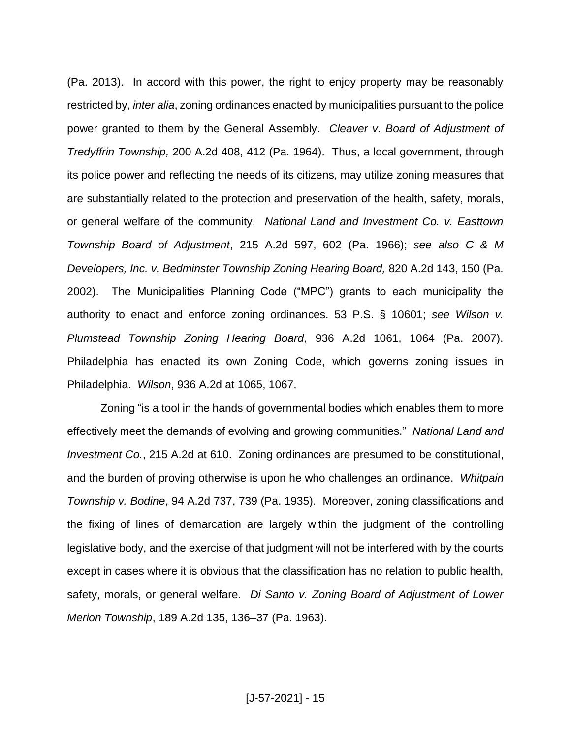(Pa. 2013). In accord with this power, the right to enjoy property may be reasonably restricted by, *inter alia*, zoning ordinances enacted by municipalities pursuant to the police power granted to them by the General Assembly. *Cleaver v. Board of Adjustment of Tredyffrin Township,* 200 A.2d 408, 412 (Pa. 1964). Thus, a local government, through its police power and reflecting the needs of its citizens, may utilize zoning measures that are substantially related to the protection and preservation of the health, safety, morals, or general welfare of the community. *National Land and Investment Co. v. Easttown Township Board of Adjustment*, 215 A.2d 597, 602 (Pa. 1966); *see also C & M Developers, Inc. v. Bedminster Township Zoning Hearing Board,* 820 A.2d 143, 150 (Pa. 2002). The Municipalities Planning Code ("MPC") grants to each municipality the authority to enact and enforce zoning ordinances. 53 P.S. § 10601; *see Wilson v. Plumstead Township Zoning Hearing Board*, 936 A.2d 1061, 1064 (Pa. 2007). Philadelphia has enacted its own Zoning Code, which governs zoning issues in Philadelphia. *Wilson*, 936 A.2d at 1065, 1067.

Zoning "is a tool in the hands of governmental bodies which enables them to more effectively meet the demands of evolving and growing communities." *National Land and Investment Co.*, 215 A.2d at 610. Zoning ordinances are presumed to be constitutional, and the burden of proving otherwise is upon he who challenges an ordinance. *Whitpain Township v. Bodine*, 94 A.2d 737, 739 (Pa. 1935). Moreover, zoning classifications and the fixing of lines of demarcation are largely within the judgment of the controlling legislative body, and the exercise of that judgment will not be interfered with by the courts except in cases where it is obvious that the classification has no relation to public health, safety, morals, or general welfare. *Di Santo v. Zoning Board of Adjustment of Lower Merion Township*, 189 A.2d 135, 136–37 (Pa. 1963).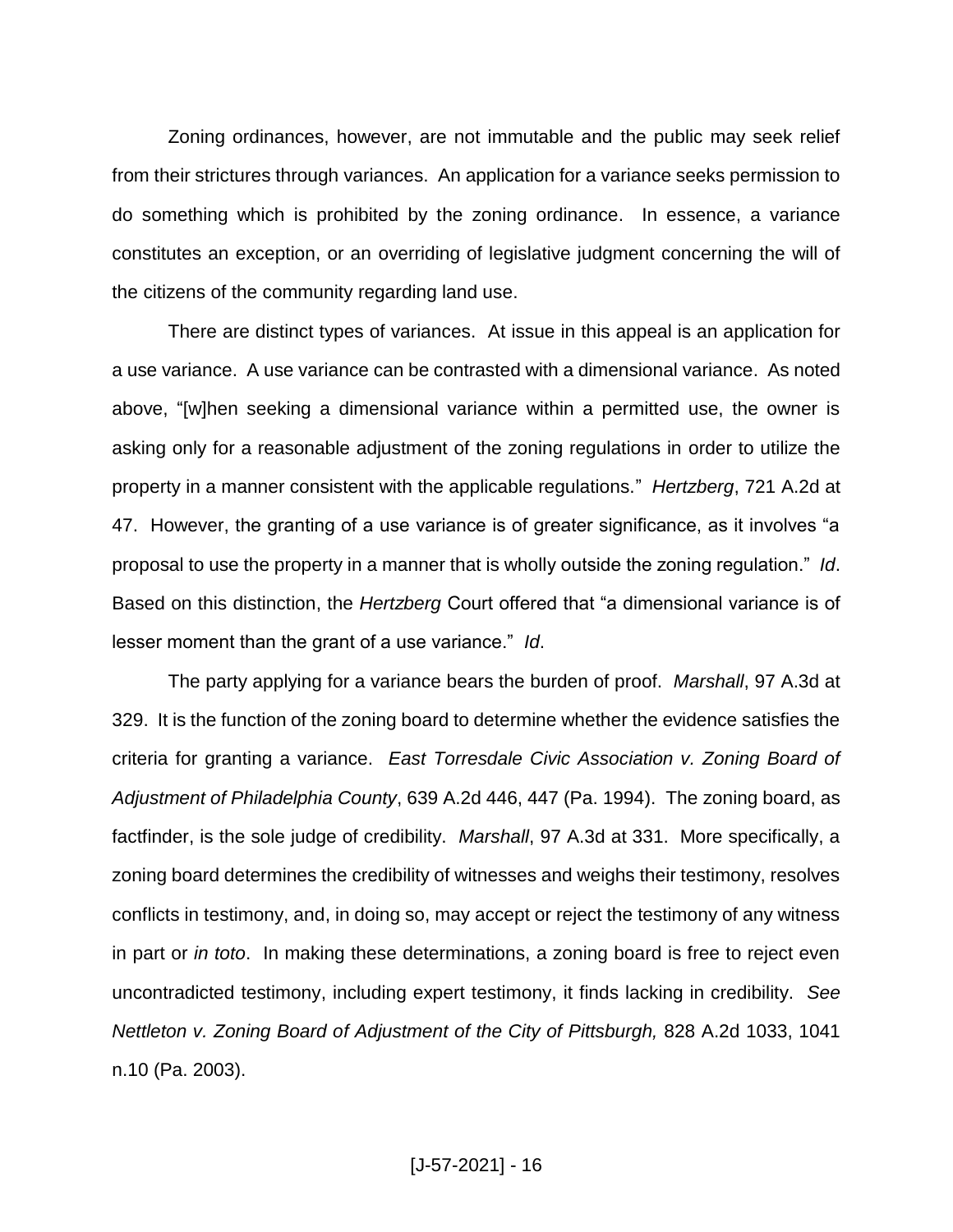Zoning ordinances, however, are not immutable and the public may seek relief from their strictures through variances. An application for a variance seeks permission to do something which is prohibited by the zoning ordinance. In essence, a variance constitutes an exception, or an overriding of legislative judgment concerning the will of the citizens of the community regarding land use.

There are distinct types of variances. At issue in this appeal is an application for a use variance. A use variance can be contrasted with a dimensional variance. As noted above, "[w]hen seeking a dimensional variance within a permitted use, the owner is asking only for a reasonable adjustment of the zoning regulations in order to utilize the property in a manner consistent with the applicable regulations." *Hertzberg*, 721 A.2d at 47. However, the granting of a use variance is of greater significance, as it involves "a proposal to use the property in a manner that is wholly outside the zoning regulation." *Id*. Based on this distinction, the *Hertzberg* Court offered that "a dimensional variance is of lesser moment than the grant of a use variance." *Id*.

The party applying for a variance bears the burden of proof. *Marshall*, 97 A.3d at 329. It is the function of the zoning board to determine whether the evidence satisfies the criteria for granting a variance. *East Torresdale Civic Association v. Zoning Board of Adjustment of Philadelphia County*, 639 A.2d 446, 447 (Pa. 1994). The zoning board, as factfinder, is the sole judge of credibility. *Marshall*, 97 A.3d at 331. More specifically, a zoning board determines the credibility of witnesses and weighs their testimony, resolves conflicts in testimony, and, in doing so, may accept or reject the testimony of any witness in part or *in toto*. In making these determinations, a zoning board is free to reject even uncontradicted testimony, including expert testimony, it finds lacking in credibility. *See Nettleton v. Zoning Board of Adjustment of the City of Pittsburgh,* 828 A.2d 1033, 1041 n.10 (Pa. 2003).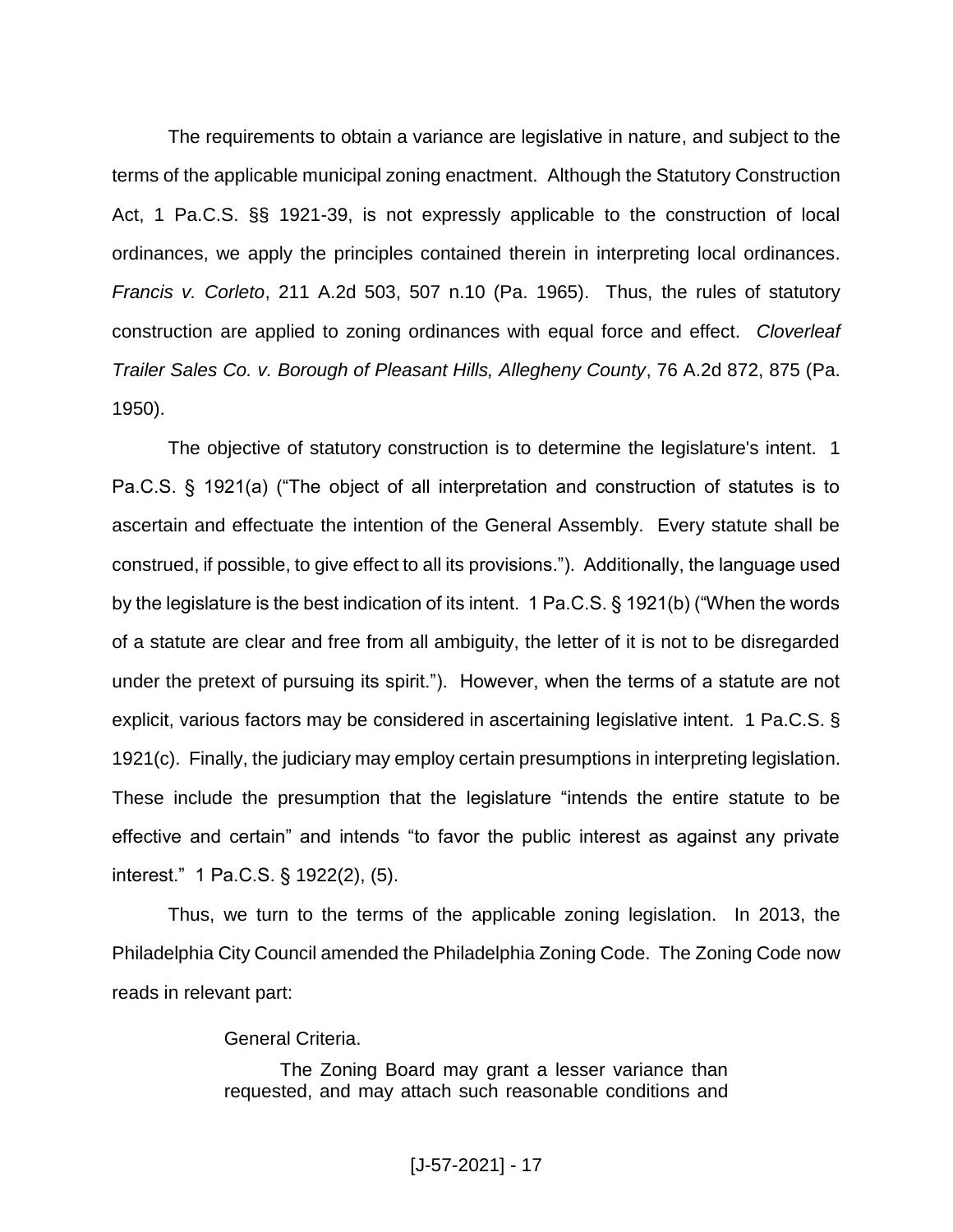The requirements to obtain a variance are legislative in nature, and subject to the terms of the applicable municipal zoning enactment. Although the Statutory Construction Act, 1 Pa.C.S. §§ 1921-39, is not expressly applicable to the construction of local ordinances, we apply the principles contained therein in interpreting local ordinances. *Francis v. Corleto*, 211 A.2d 503, 507 n.10 (Pa. 1965). Thus, the rules of statutory construction are applied to zoning ordinances with equal force and effect. *Cloverleaf Trailer Sales Co. v. Borough of Pleasant Hills, Allegheny County*, 76 A.2d 872, 875 (Pa. 1950).

The objective of statutory construction is to determine the legislature's intent. 1 Pa.C.S. § 1921(a) ("The object of all interpretation and construction of statutes is to ascertain and effectuate the intention of the General Assembly. Every statute shall be construed, if possible, to give effect to all its provisions."). Additionally, the language used by the legislature is the best indication of its intent. 1 Pa.C.S. § 1921(b) ("When the words of a statute are clear and free from all ambiguity, the letter of it is not to be disregarded under the pretext of pursuing its spirit."). However, when the terms of a statute are not explicit, various factors may be considered in ascertaining legislative intent. 1 Pa.C.S. § 1921(c). Finally, the judiciary may employ certain presumptions in interpreting legislation. These include the presumption that the legislature "intends the entire statute to be effective and certain" and intends "to favor the public interest as against any private interest." 1 Pa.C.S. § 1922(2), (5).

Thus, we turn to the terms of the applicable zoning legislation. In 2013, the Philadelphia City Council amended the Philadelphia Zoning Code. The Zoning Code now reads in relevant part:

> General Criteria.
>
> The Zoning Board may grant a lesser variance than requested, and may attach such reasonable conditions and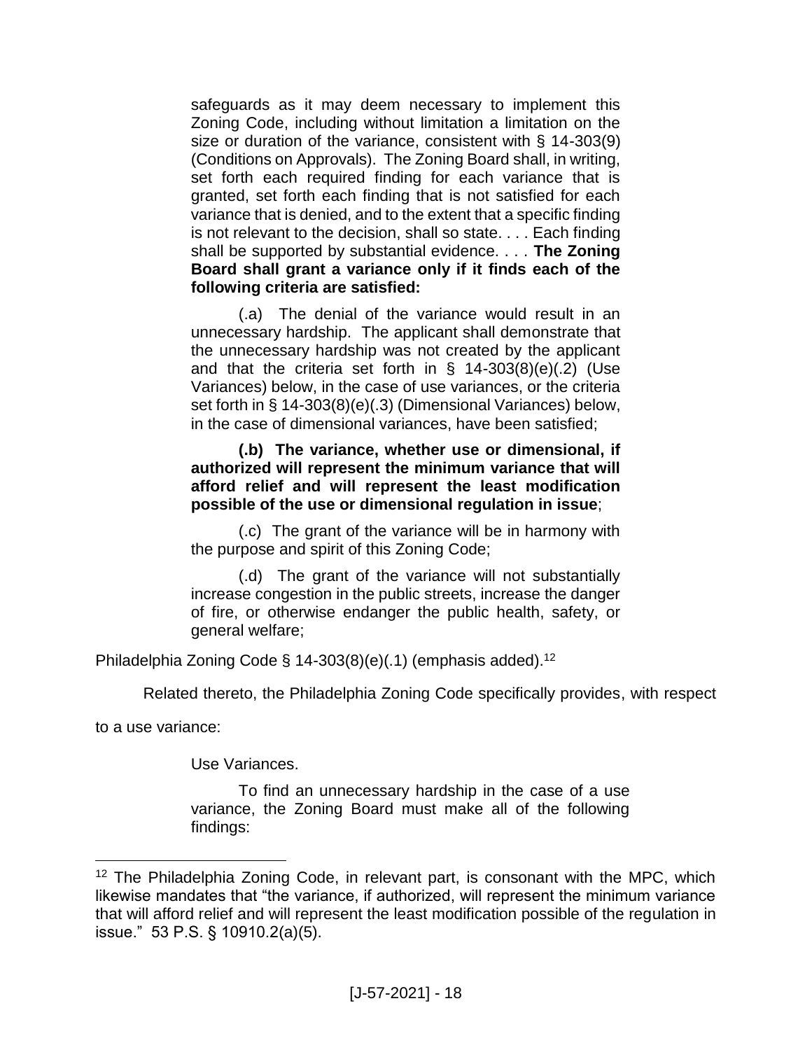> safeguards as it may deem necessary to implement this Zoning Code, including without limitation a limitation on the size or duration of the variance, consistent with § 14-303(9) (Conditions on Approvals). The Zoning Board shall, in writing, set forth each required finding for each variance that is granted, set forth each finding that is not satisfied for each variance that is denied, and to the extent that a specific finding is not relevant to the decision, shall so state. . . . Each finding shall be supported by substantial evidence. . . . **The Zoning Board shall grant a variance only if it finds each of the following criteria are satisfied:**
>
> (.a) The denial of the variance would result in an unnecessary hardship. The applicant shall demonstrate that the unnecessary hardship was not created by the applicant and that the criteria set forth in § 14-303(8)(e)(.2) (Use Variances) below, in the case of use variances, or the criteria set forth in § 14-303(8)(e)(.3) (Dimensional Variances) below, in the case of dimensional variances, have been satisfied;
>
> **(.b) The variance, whether use or dimensional, if authorized will represent the minimum variance that will afford relief and will represent the least modification possible of the use or dimensional regulation in issue**;
>
> (.c) The grant of the variance will be in harmony with the purpose and spirit of this Zoning Code;
>
> (.d) The grant of the variance will not substantially increase congestion in the public streets, increase the danger of fire, or otherwise endanger the public health, safety, or general welfare;

Philadelphia Zoning Code § 14-303(8)(e)(.1) (emphasis added).[12]

Related thereto, the Philadelphia Zoning Code specifically provides, with respect to a use variance:

> Use Variances.
>
> To find an unnecessary hardship in the case of a use variance, the Zoning Board must make all of the following findings:

---

[12] The Philadelphia Zoning Code, in relevant part, is consonant with the MPC, which likewise mandates that "the variance, if authorized, will represent the minimum variance that will afford relief and will represent the least modification possible of the regulation in issue." 53 P.S. § 10910.2(a)(5).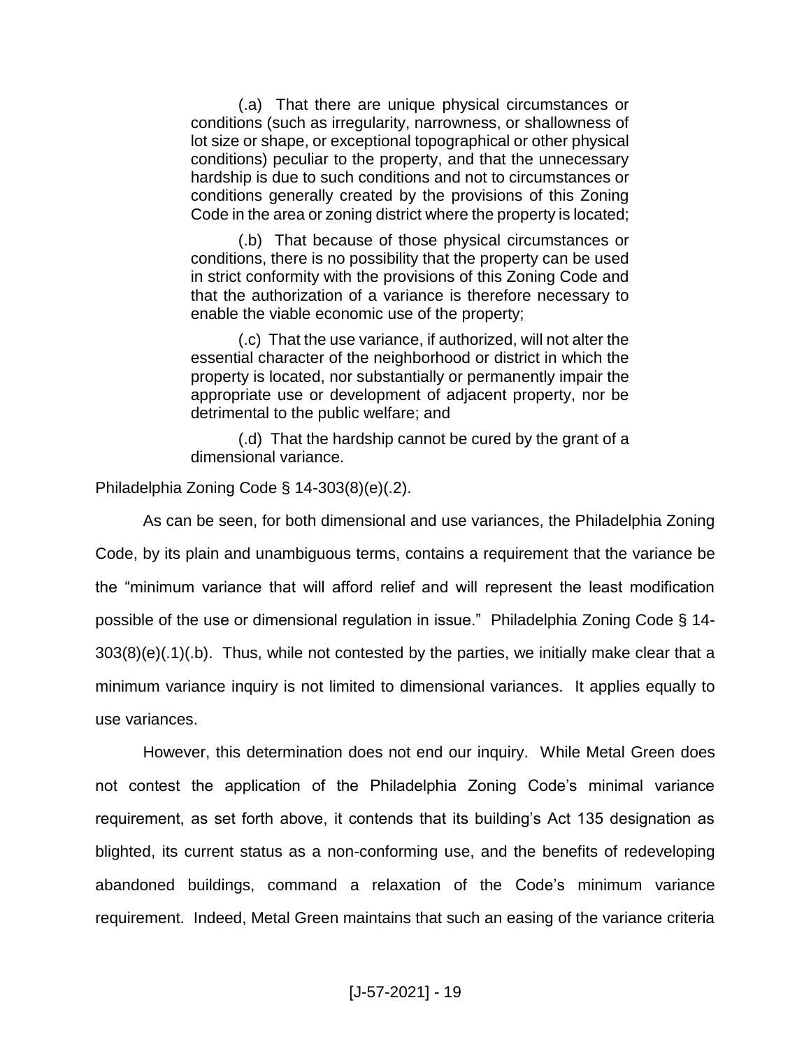> (.a) That there are unique physical circumstances or conditions (such as irregularity, narrowness, or shallowness of lot size or shape, or exceptional topographical or other physical conditions) peculiar to the property, and that the unnecessary hardship is due to such conditions and not to circumstances or conditions generally created by the provisions of this Zoning Code in the area or zoning district where the property is located;
>
> (.b) That because of those physical circumstances or conditions, there is no possibility that the property can be used in strict conformity with the provisions of this Zoning Code and that the authorization of a variance is therefore necessary to enable the viable economic use of the property;
>
> (.c) That the use variance, if authorized, will not alter the essential character of the neighborhood or district in which the property is located, nor substantially or permanently impair the appropriate use or development of adjacent property, nor be detrimental to the public welfare; and
>
> (.d) That the hardship cannot be cured by the grant of a dimensional variance.

Philadelphia Zoning Code § 14-303(8)(e)(.2).

As can be seen, for both dimensional and use variances, the Philadelphia Zoning Code, by its plain and unambiguous terms, contains a requirement that the variance be the "minimum variance that will afford relief and will represent the least modification possible of the use or dimensional regulation in issue." Philadelphia Zoning Code § 14-303(8)(e)(.1)(.b). Thus, while not contested by the parties, we initially make clear that a minimum variance inquiry is not limited to dimensional variances. It applies equally to use variances.

However, this determination does not end our inquiry. While Metal Green does not contest the application of the Philadelphia Zoning Code's minimal variance requirement, as set forth above, it contends that its building's Act 135 designation as blighted, its current status as a non-conforming use, and the benefits of redeveloping abandoned buildings, command a relaxation of the Code's minimum variance requirement. Indeed, Metal Green maintains that such an easing of the variance criteria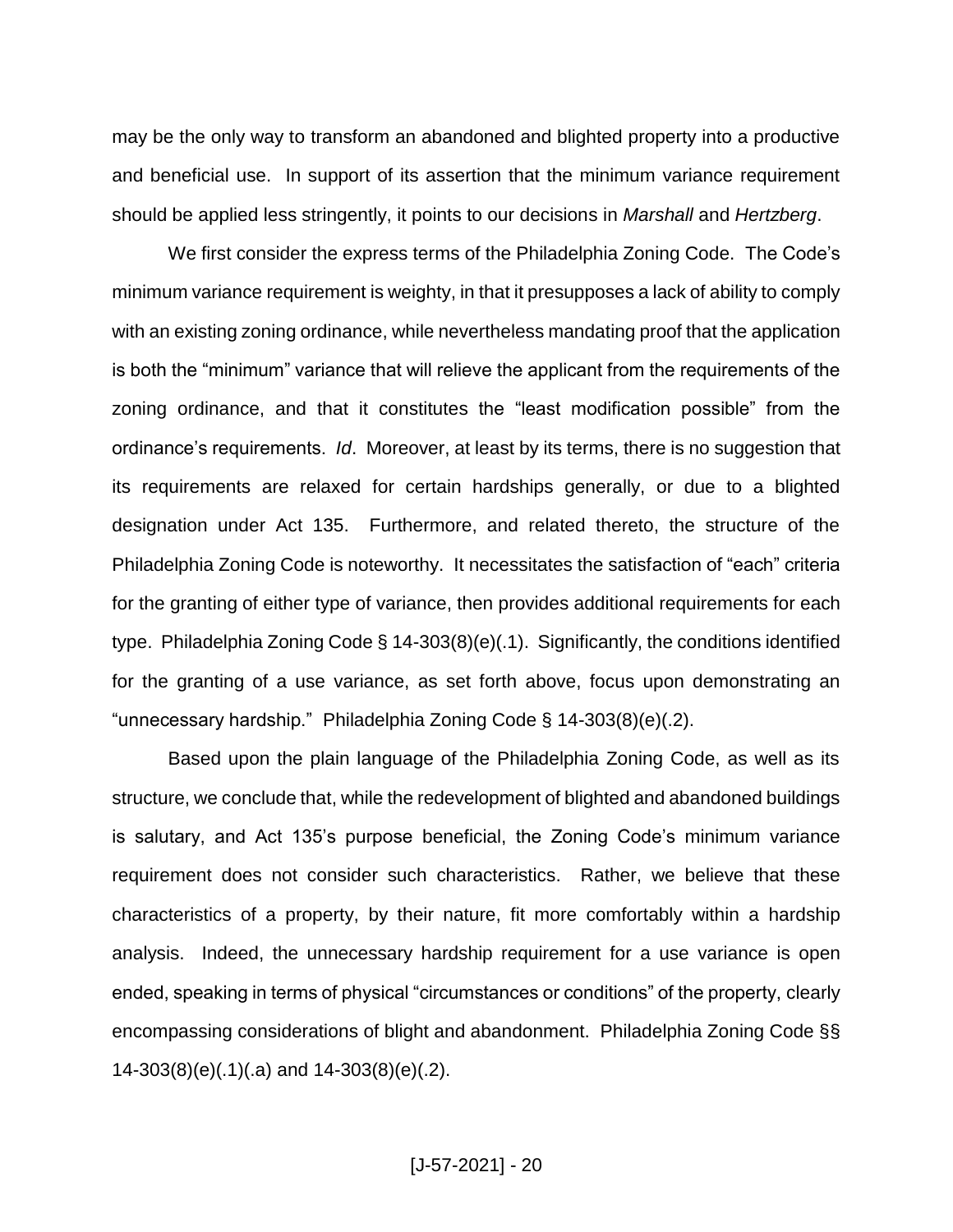may be the only way to transform an abandoned and blighted property into a productive and beneficial use. In support of its assertion that the minimum variance requirement should be applied less stringently, it points to our decisions in *Marshall* and *Hertzberg*.

We first consider the express terms of the Philadelphia Zoning Code. The Code's minimum variance requirement is weighty, in that it presupposes a lack of ability to comply with an existing zoning ordinance, while nevertheless mandating proof that the application is both the "minimum" variance that will relieve the applicant from the requirements of the zoning ordinance, and that it constitutes the "least modification possible" from the ordinance's requirements. *Id*. Moreover, at least by its terms, there is no suggestion that its requirements are relaxed for certain hardships generally, or due to a blighted designation under Act 135. Furthermore, and related thereto, the structure of the Philadelphia Zoning Code is noteworthy. It necessitates the satisfaction of "each" criteria for the granting of either type of variance, then provides additional requirements for each type. Philadelphia Zoning Code § 14-303(8)(e)(.1). Significantly, the conditions identified for the granting of a use variance, as set forth above, focus upon demonstrating an "unnecessary hardship." Philadelphia Zoning Code § 14-303(8)(e)(.2).

Based upon the plain language of the Philadelphia Zoning Code, as well as its structure, we conclude that, while the redevelopment of blighted and abandoned buildings is salutary, and Act 135's purpose beneficial, the Zoning Code's minimum variance requirement does not consider such characteristics. Rather, we believe that these characteristics of a property, by their nature, fit more comfortably within a hardship analysis. Indeed, the unnecessary hardship requirement for a use variance is open ended, speaking in terms of physical "circumstances or conditions" of the property, clearly encompassing considerations of blight and abandonment. Philadelphia Zoning Code §§ 14-303(8)(e)(.1)(.a) and 14-303(8)(e)(.2).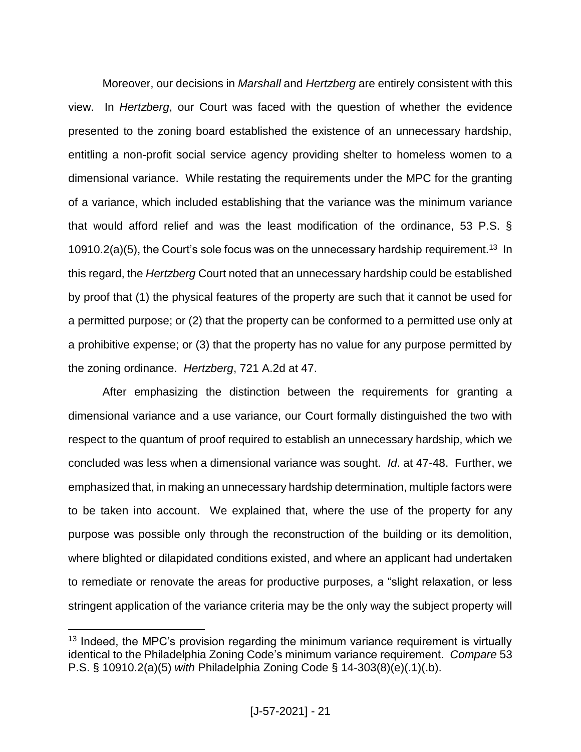Moreover, our decisions in *Marshall* and *Hertzberg* are entirely consistent with this view. In *Hertzberg*, our Court was faced with the question of whether the evidence presented to the zoning board established the existence of an unnecessary hardship, entitling a non-profit social service agency providing shelter to homeless women to a dimensional variance. While restating the requirements under the MPC for the granting of a variance, which included establishing that the variance was the minimum variance that would afford relief and was the least modification of the ordinance, 53 P.S. § 10910.2(a)(5), the Court's sole focus was on the unnecessary hardship requirement.[13] In this regard, the *Hertzberg* Court noted that an unnecessary hardship could be established by proof that (1) the physical features of the property are such that it cannot be used for a permitted purpose; or (2) that the property can be conformed to a permitted use only at a prohibitive expense; or (3) that the property has no value for any purpose permitted by the zoning ordinance. *Hertzberg*, 721 A.2d at 47.

After emphasizing the distinction between the requirements for granting a dimensional variance and a use variance, our Court formally distinguished the two with respect to the quantum of proof required to establish an unnecessary hardship, which we concluded was less when a dimensional variance was sought. *Id*. at 47-48. Further, we emphasized that, in making an unnecessary hardship determination, multiple factors were to be taken into account. We explained that, where the use of the property for any purpose was possible only through the reconstruction of the building or its demolition, where blighted or dilapidated conditions existed, and where an applicant had undertaken to remediate or renovate the areas for productive purposes, a "slight relaxation, or less stringent application of the variance criteria may be the only way the subject property will

---

[13] Indeed, the MPC's provision regarding the minimum variance requirement is virtually identical to the Philadelphia Zoning Code's minimum variance requirement. *Compare* 53 P.S. § 10910.2(a)(5) *with* Philadelphia Zoning Code § 14-303(8)(e)(.1)(.b).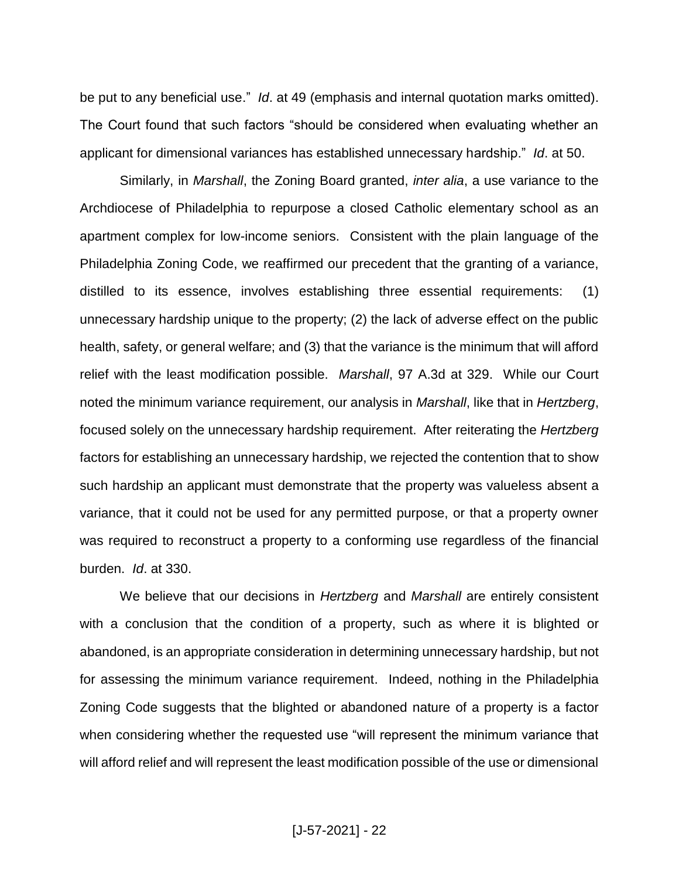be put to any beneficial use." *Id*. at 49 (emphasis and internal quotation marks omitted). The Court found that such factors "should be considered when evaluating whether an applicant for dimensional variances has established unnecessary hardship." *Id*. at 50.

Similarly, in *Marshall*, the Zoning Board granted, *inter alia*, a use variance to the Archdiocese of Philadelphia to repurpose a closed Catholic elementary school as an apartment complex for low-income seniors. Consistent with the plain language of the Philadelphia Zoning Code, we reaffirmed our precedent that the granting of a variance, distilled to its essence, involves establishing three essential requirements: (1) unnecessary hardship unique to the property; (2) the lack of adverse effect on the public health, safety, or general welfare; and (3) that the variance is the minimum that will afford relief with the least modification possible. *Marshall*, 97 A.3d at 329. While our Court noted the minimum variance requirement, our analysis in *Marshall*, like that in *Hertzberg*, focused solely on the unnecessary hardship requirement. After reiterating the *Hertzberg* factors for establishing an unnecessary hardship, we rejected the contention that to show such hardship an applicant must demonstrate that the property was valueless absent a variance, that it could not be used for any permitted purpose, or that a property owner was required to reconstruct a property to a conforming use regardless of the financial burden. *Id*. at 330.

We believe that our decisions in *Hertzberg* and *Marshall* are entirely consistent with a conclusion that the condition of a property, such as where it is blighted or abandoned, is an appropriate consideration in determining unnecessary hardship, but not for assessing the minimum variance requirement. Indeed, nothing in the Philadelphia Zoning Code suggests that the blighted or abandoned nature of a property is a factor when considering whether the requested use "will represent the minimum variance that will afford relief and will represent the least modification possible of the use or dimensional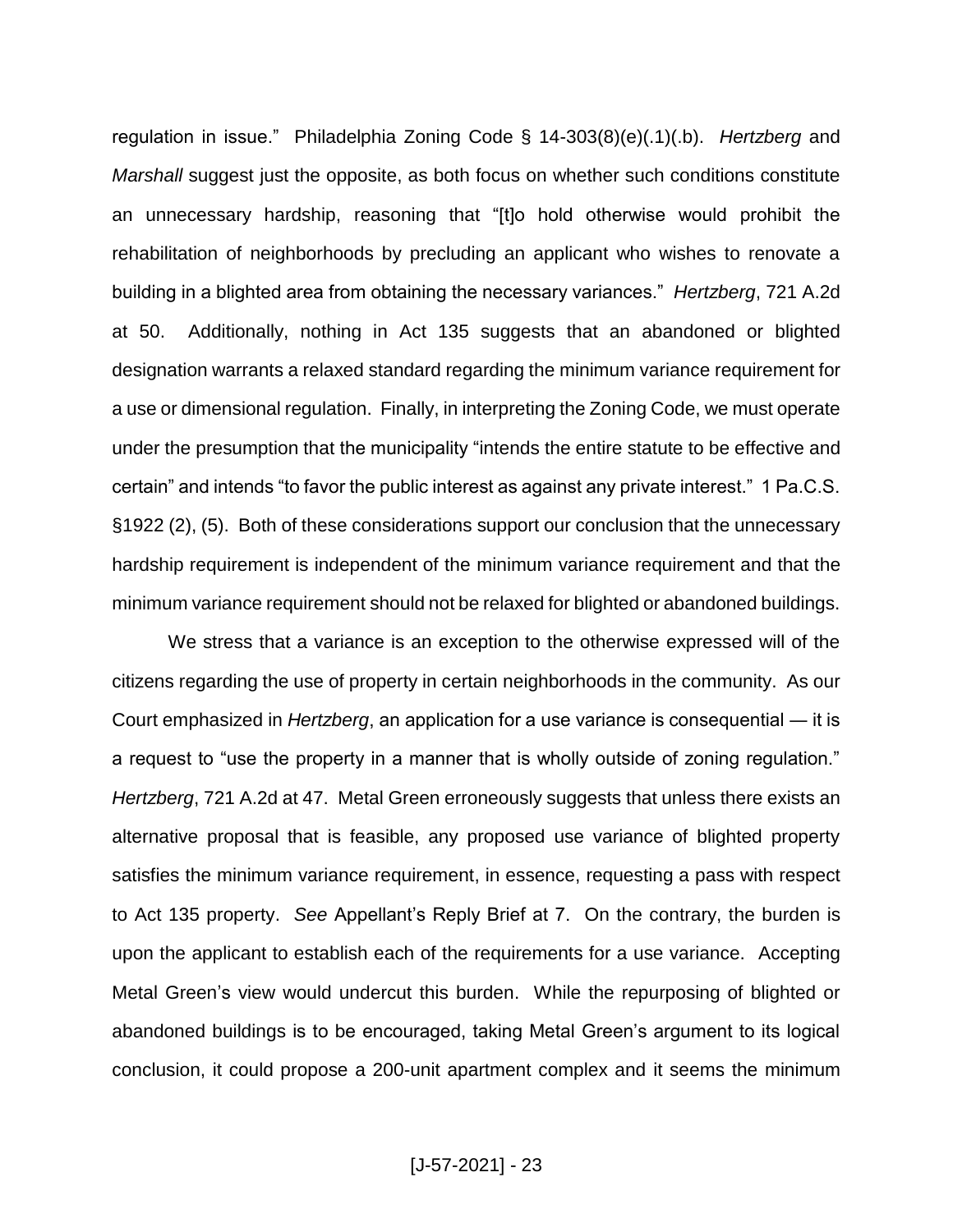regulation in issue." Philadelphia Zoning Code § 14-303(8)(e)(.1)(.b). *Hertzberg* and *Marshall* suggest just the opposite, as both focus on whether such conditions constitute an unnecessary hardship, reasoning that "[t]o hold otherwise would prohibit the rehabilitation of neighborhoods by precluding an applicant who wishes to renovate a building in a blighted area from obtaining the necessary variances." *Hertzberg*, 721 A.2d at 50. Additionally, nothing in Act 135 suggests that an abandoned or blighted designation warrants a relaxed standard regarding the minimum variance requirement for a use or dimensional regulation. Finally, in interpreting the Zoning Code, we must operate under the presumption that the municipality "intends the entire statute to be effective and certain" and intends "to favor the public interest as against any private interest." 1 Pa.C.S. §1922 (2), (5). Both of these considerations support our conclusion that the unnecessary hardship requirement is independent of the minimum variance requirement and that the minimum variance requirement should not be relaxed for blighted or abandoned buildings.

We stress that a variance is an exception to the otherwise expressed will of the citizens regarding the use of property in certain neighborhoods in the community. As our Court emphasized in *Hertzberg*, an application for a use variance is consequential — it is a request to "use the property in a manner that is wholly outside of zoning regulation." *Hertzberg*, 721 A.2d at 47. Metal Green erroneously suggests that unless there exists an alternative proposal that is feasible, any proposed use variance of blighted property satisfies the minimum variance requirement, in essence, requesting a pass with respect to Act 135 property. *See* Appellant's Reply Brief at 7. On the contrary, the burden is upon the applicant to establish each of the requirements for a use variance. Accepting Metal Green's view would undercut this burden. While the repurposing of blighted or abandoned buildings is to be encouraged, taking Metal Green's argument to its logical conclusion, it could propose a 200-unit apartment complex and it seems the minimum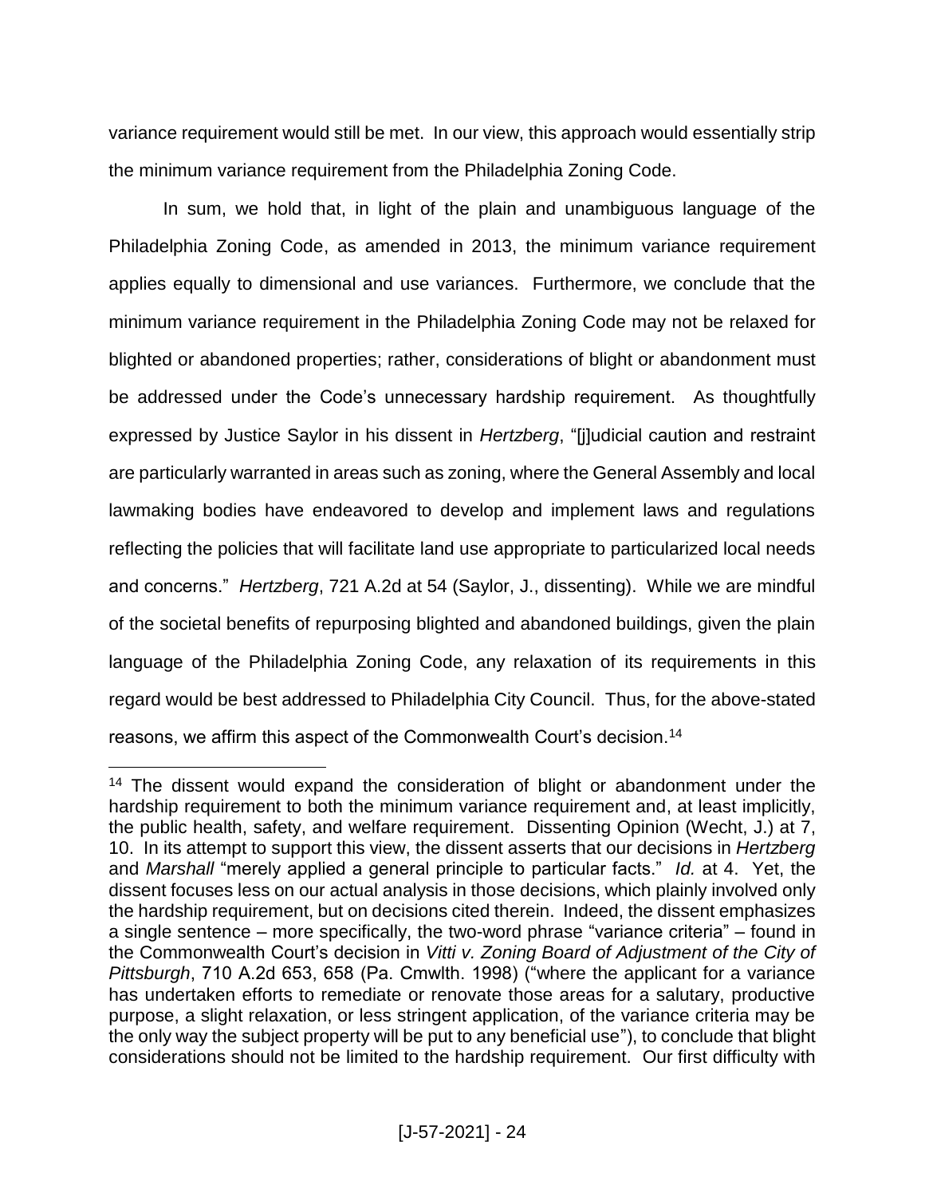variance requirement would still be met. In our view, this approach would essentially strip the minimum variance requirement from the Philadelphia Zoning Code.

In sum, we hold that, in light of the plain and unambiguous language of the Philadelphia Zoning Code, as amended in 2013, the minimum variance requirement applies equally to dimensional and use variances. Furthermore, we conclude that the minimum variance requirement in the Philadelphia Zoning Code may not be relaxed for blighted or abandoned properties; rather, considerations of blight or abandonment must be addressed under the Code's unnecessary hardship requirement. As thoughtfully expressed by Justice Saylor in his dissent in *Hertzberg*, "[j]udicial caution and restraint are particularly warranted in areas such as zoning, where the General Assembly and local lawmaking bodies have endeavored to develop and implement laws and regulations reflecting the policies that will facilitate land use appropriate to particularized local needs and concerns." *Hertzberg*, 721 A.2d at 54 (Saylor, J., dissenting). While we are mindful of the societal benefits of repurposing blighted and abandoned buildings, given the plain language of the Philadelphia Zoning Code, any relaxation of its requirements in this regard would be best addressed to Philadelphia City Council. Thus, for the above-stated reasons, we affirm this aspect of the Commonwealth Court's decision.[14]

---

[14] The dissent would expand the consideration of blight or abandonment under the hardship requirement to both the minimum variance requirement and, at least implicitly, the public health, safety, and welfare requirement. Dissenting Opinion (Wecht, J.) at 7, 10. In its attempt to support this view, the dissent asserts that our decisions in *Hertzberg* and *Marshall* "merely applied a general principle to particular facts." *Id.* at 4. Yet, the dissent focuses less on our actual analysis in those decisions, which plainly involved only the hardship requirement, but on decisions cited therein. Indeed, the dissent emphasizes a single sentence – more specifically, the two-word phrase "variance criteria" – found in the Commonwealth Court's decision in *Vitti v. Zoning Board of Adjustment of the City of Pittsburgh*, 710 A.2d 653, 658 (Pa. Cmwlth. 1998) ("where the applicant for a variance has undertaken efforts to remediate or renovate those areas for a salutary, productive purpose, a slight relaxation, or less stringent application, of the variance criteria may be the only way the subject property will be put to any beneficial use"), to conclude that blight considerations should not be limited to the hardship requirement. Our first difficulty with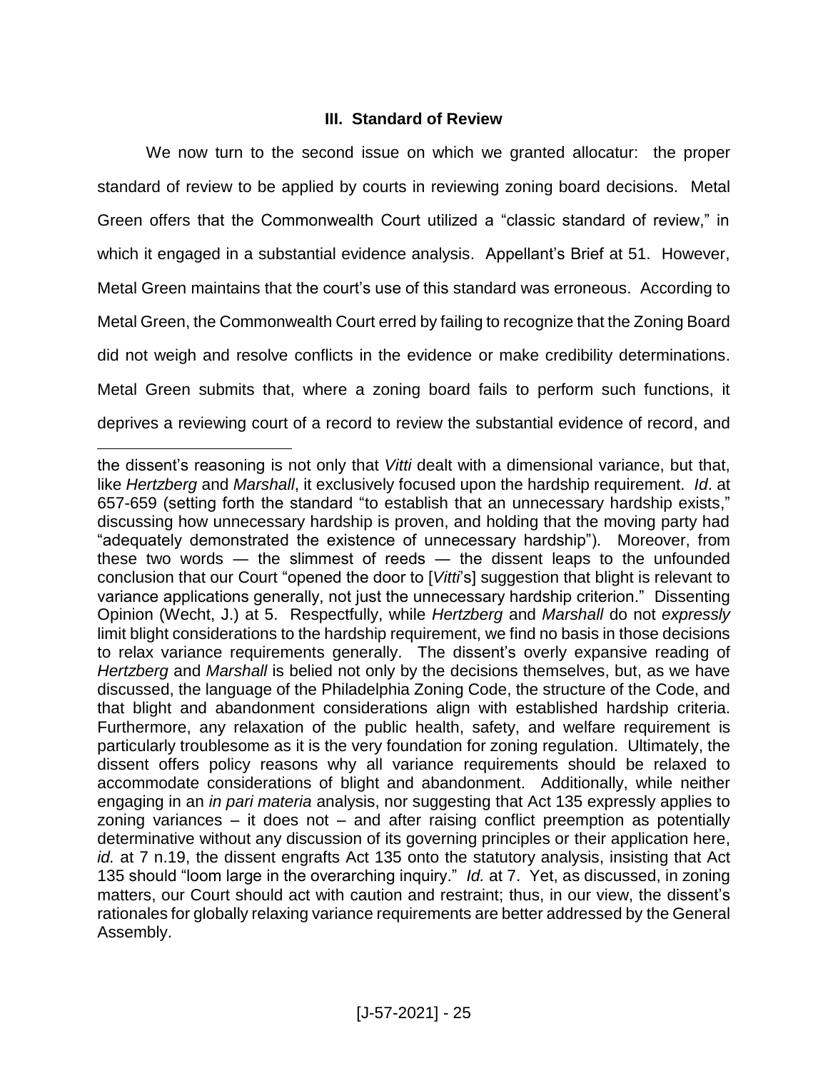## III. Standard of Review

We now turn to the second issue on which we granted allocatur: the proper standard of review to be applied by courts in reviewing zoning board decisions. Metal Green offers that the Commonwealth Court utilized a "classic standard of review," in which it engaged in a substantial evidence analysis. Appellant's Brief at 51. However, Metal Green maintains that the court's use of this standard was erroneous. According to Metal Green, the Commonwealth Court erred by failing to recognize that the Zoning Board did not weigh and resolve conflicts in the evidence or make credibility determinations. Metal Green submits that, where a zoning board fails to perform such functions, it deprives a reviewing court of a record to review the substantial evidence of record, and

---

the dissent's reasoning is not only that *Vitti* dealt with a dimensional variance, but that, like *Hertzberg* and *Marshall*, it exclusively focused upon the hardship requirement. *Id*. at 657-659 (setting forth the standard "to establish that an unnecessary hardship exists," discussing how unnecessary hardship is proven, and holding that the moving party had "adequately demonstrated the existence of unnecessary hardship"). Moreover, from these two words — the slimmest of reeds — the dissent leaps to the unfounded conclusion that our Court "opened the door to [*Vitti*'s] suggestion that blight is relevant to variance applications generally, not just the unnecessary hardship criterion." Dissenting Opinion (Wecht, J.) at 5. Respectfully, while *Hertzberg* and *Marshall* do not *expressly* limit blight considerations to the hardship requirement, we find no basis in those decisions to relax variance requirements generally. The dissent's overly expansive reading of *Hertzberg* and *Marshall* is belied not only by the decisions themselves, but, as we have discussed, the language of the Philadelphia Zoning Code, the structure of the Code, and that blight and abandonment considerations align with established hardship criteria. Furthermore, any relaxation of the public health, safety, and welfare requirement is particularly troublesome as it is the very foundation for zoning regulation. Ultimately, the dissent offers policy reasons why all variance requirements should be relaxed to accommodate considerations of blight and abandonment. Additionally, while neither engaging in an *in pari materia* analysis, nor suggesting that Act 135 expressly applies to zoning variances – it does not – and after raising conflict preemption as potentially determinative without any discussion of its governing principles or their application here, *id.* at 7 n.19, the dissent engrafts Act 135 onto the statutory analysis, insisting that Act 135 should "loom large in the overarching inquiry." *Id.* at 7. Yet, as discussed, in zoning matters, our Court should act with caution and restraint; thus, in our view, the dissent's rationales for globally relaxing variance requirements are better addressed by the General Assembly.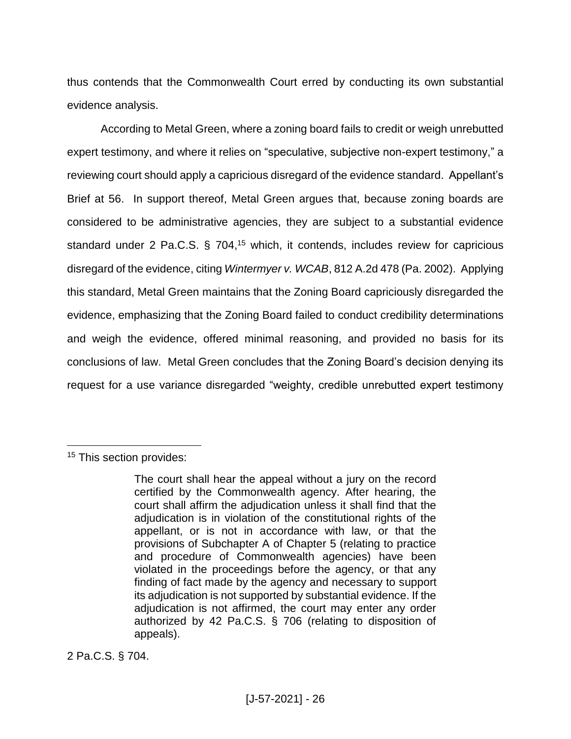thus contends that the Commonwealth Court erred by conducting its own substantial evidence analysis.

According to Metal Green, where a zoning board fails to credit or weigh unrebutted expert testimony, and where it relies on "speculative, subjective non-expert testimony," a reviewing court should apply a capricious disregard of the evidence standard. Appellant's Brief at 56. In support thereof, Metal Green argues that, because zoning boards are considered to be administrative agencies, they are subject to a substantial evidence standard under 2 Pa.C.S. § 704,[15] which, it contends, includes review for capricious disregard of the evidence, citing *Wintermyer v. WCAB*, 812 A.2d 478 (Pa. 2002). Applying this standard, Metal Green maintains that the Zoning Board capriciously disregarded the evidence, emphasizing that the Zoning Board failed to conduct credibility determinations and weigh the evidence, offered minimal reasoning, and provided no basis for its conclusions of law. Metal Green concludes that the Zoning Board's decision denying its request for a use variance disregarded "weighty, credible unrebutted expert testimony

---

[15] This section provides:

> The court shall hear the appeal without a jury on the record certified by the Commonwealth agency. After hearing, the court shall affirm the adjudication unless it shall find that the adjudication is in violation of the constitutional rights of the appellant, or is not in accordance with law, or that the provisions of Subchapter A of Chapter 5 (relating to practice and procedure of Commonwealth agencies) have been violated in the proceedings before the agency, or that any finding of fact made by the agency and necessary to support its adjudication is not supported by substantial evidence. If the adjudication is not affirmed, the court may enter any order authorized by 42 Pa.C.S. § 706 (relating to disposition of appeals).

2 Pa.C.S. § 704.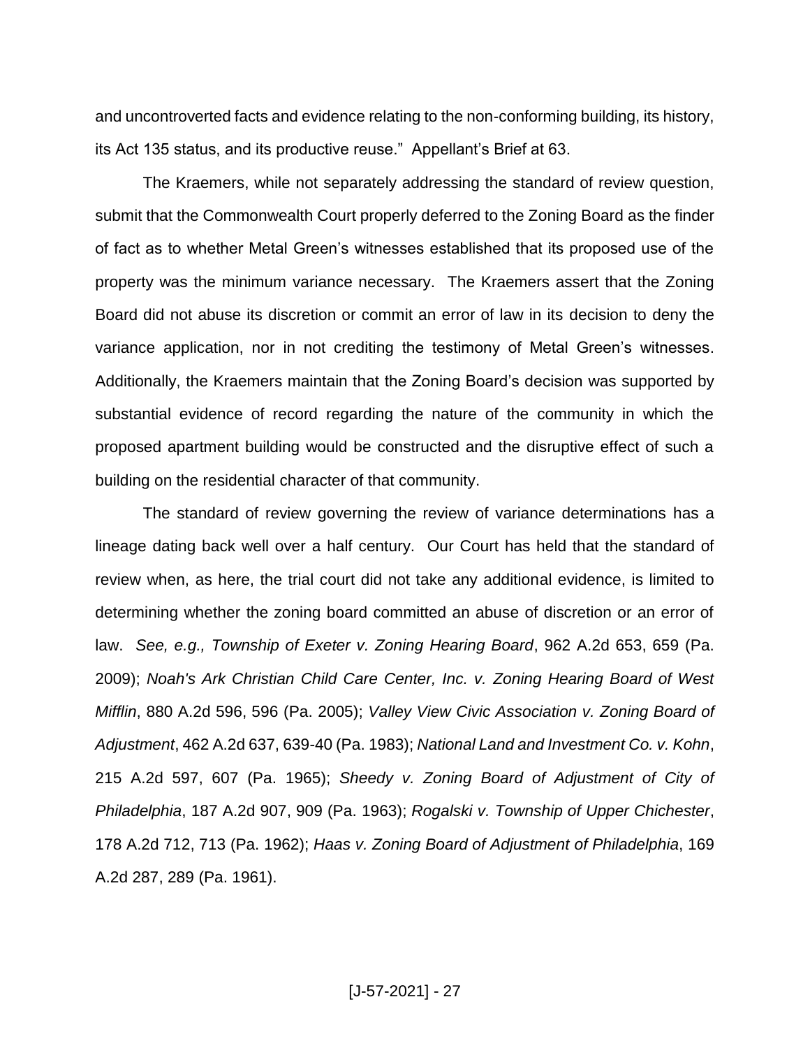and uncontroverted facts and evidence relating to the non-conforming building, its history, its Act 135 status, and its productive reuse." Appellant's Brief at 63.

The Kraemers, while not separately addressing the standard of review question, submit that the Commonwealth Court properly deferred to the Zoning Board as the finder of fact as to whether Metal Green's witnesses established that its proposed use of the property was the minimum variance necessary. The Kraemers assert that the Zoning Board did not abuse its discretion or commit an error of law in its decision to deny the variance application, nor in not crediting the testimony of Metal Green's witnesses. Additionally, the Kraemers maintain that the Zoning Board's decision was supported by substantial evidence of record regarding the nature of the community in which the proposed apartment building would be constructed and the disruptive effect of such a building on the residential character of that community.

The standard of review governing the review of variance determinations has a lineage dating back well over a half century. Our Court has held that the standard of review when, as here, the trial court did not take any additional evidence, is limited to determining whether the zoning board committed an abuse of discretion or an error of law. *See, e.g., Township of Exeter v. Zoning Hearing Board*, 962 A.2d 653, 659 (Pa. 2009); *Noah's Ark Christian Child Care Center, Inc. v. Zoning Hearing Board of West Mifflin*, 880 A.2d 596, 596 (Pa. 2005); *Valley View Civic Association v. Zoning Board of Adjustment*, 462 A.2d 637, 639-40 (Pa. 1983); *National Land and Investment Co. v. Kohn*, 215 A.2d 597, 607 (Pa. 1965); *Sheedy v. Zoning Board of Adjustment of City of Philadelphia*, 187 A.2d 907, 909 (Pa. 1963); *Rogalski v. Township of Upper Chichester*, 178 A.2d 712, 713 (Pa. 1962); *Haas v. Zoning Board of Adjustment of Philadelphia*, 169 A.2d 287, 289 (Pa. 1961).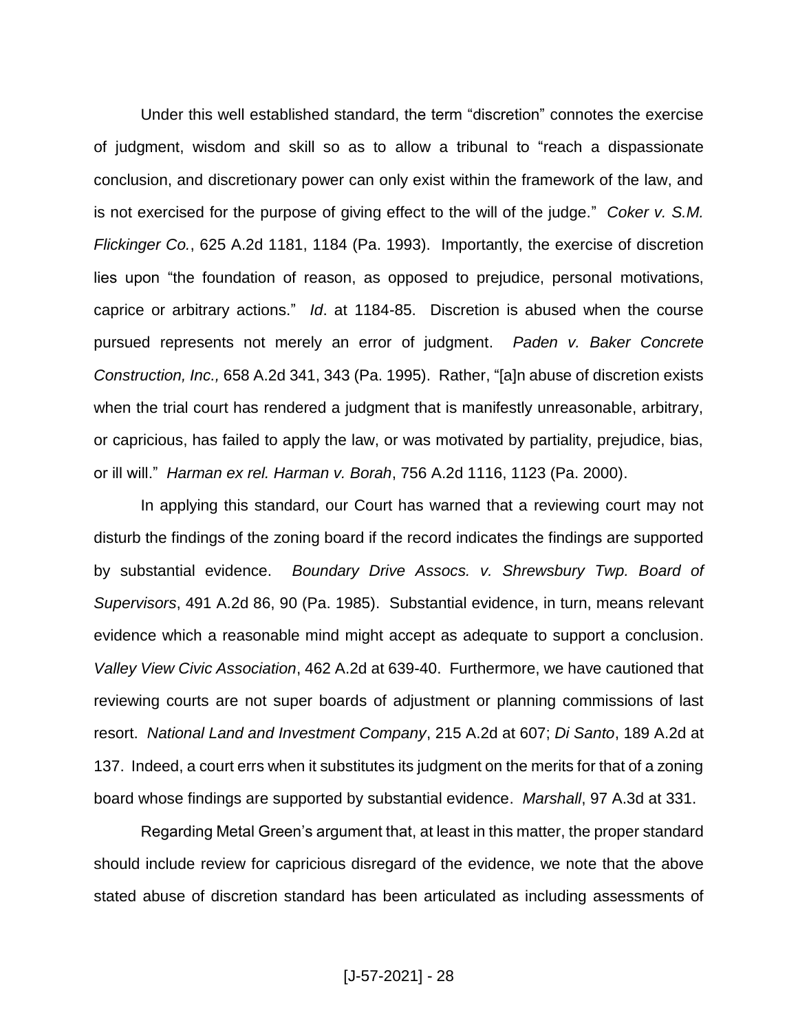Under this well established standard, the term "discretion" connotes the exercise of judgment, wisdom and skill so as to allow a tribunal to "reach a dispassionate conclusion, and discretionary power can only exist within the framework of the law, and is not exercised for the purpose of giving effect to the will of the judge." *Coker v. S.M. Flickinger Co.*, 625 A.2d 1181, 1184 (Pa. 1993). Importantly, the exercise of discretion lies upon "the foundation of reason, as opposed to prejudice, personal motivations, caprice or arbitrary actions." *Id*. at 1184-85. Discretion is abused when the course pursued represents not merely an error of judgment. *Paden v. Baker Concrete Construction, Inc.,* 658 A.2d 341, 343 (Pa. 1995). Rather, "[a]n abuse of discretion exists when the trial court has rendered a judgment that is manifestly unreasonable, arbitrary, or capricious, has failed to apply the law, or was motivated by partiality, prejudice, bias, or ill will." *Harman ex rel. Harman v. Borah*, 756 A.2d 1116, 1123 (Pa. 2000).

In applying this standard, our Court has warned that a reviewing court may not disturb the findings of the zoning board if the record indicates the findings are supported by substantial evidence. *Boundary Drive Assocs. v. Shrewsbury Twp. Board of Supervisors*, 491 A.2d 86, 90 (Pa. 1985). Substantial evidence, in turn, means relevant evidence which a reasonable mind might accept as adequate to support a conclusion. *Valley View Civic Association*, 462 A.2d at 639-40. Furthermore, we have cautioned that reviewing courts are not super boards of adjustment or planning commissions of last resort. *National Land and Investment Company*, 215 A.2d at 607; *Di Santo*, 189 A.2d at 137. Indeed, a court errs when it substitutes its judgment on the merits for that of a zoning board whose findings are supported by substantial evidence. *Marshall*, 97 A.3d at 331.

Regarding Metal Green's argument that, at least in this matter, the proper standard should include review for capricious disregard of the evidence, we note that the above stated abuse of discretion standard has been articulated as including assessments of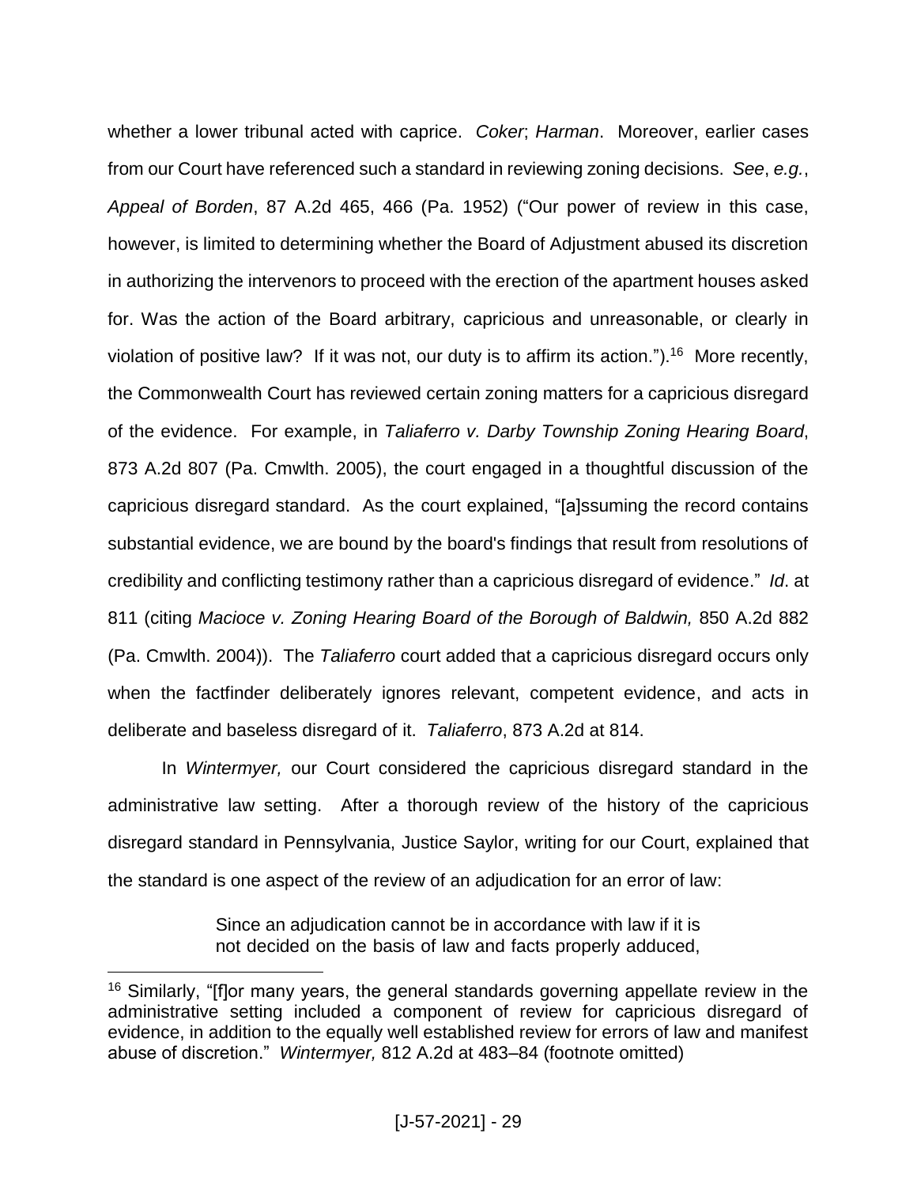whether a lower tribunal acted with caprice. *Coker*; *Harman*. Moreover, earlier cases from our Court have referenced such a standard in reviewing zoning decisions. *See*, *e.g.*, *Appeal of Borden*, 87 A.2d 465, 466 (Pa. 1952) ("Our power of review in this case, however, is limited to determining whether the Board of Adjustment abused its discretion in authorizing the intervenors to proceed with the erection of the apartment houses asked for. Was the action of the Board arbitrary, capricious and unreasonable, or clearly in violation of positive law? If it was not, our duty is to affirm its action.").[16] More recently, the Commonwealth Court has reviewed certain zoning matters for a capricious disregard of the evidence. For example, in *Taliaferro v. Darby Township Zoning Hearing Board*, 873 A.2d 807 (Pa. Cmwlth. 2005), the court engaged in a thoughtful discussion of the capricious disregard standard. As the court explained, "[a]ssuming the record contains substantial evidence, we are bound by the board's findings that result from resolutions of credibility and conflicting testimony rather than a capricious disregard of evidence." *Id*. at 811 (citing *Macioce v. Zoning Hearing Board of the Borough of Baldwin,* 850 A.2d 882 (Pa. Cmwlth. 2004)). The *Taliaferro* court added that a capricious disregard occurs only when the factfinder deliberately ignores relevant, competent evidence, and acts in deliberate and baseless disregard of it. *Taliaferro*, 873 A.2d at 814.

In *Wintermyer,* our Court considered the capricious disregard standard in the administrative law setting. After a thorough review of the history of the capricious disregard standard in Pennsylvania, Justice Saylor, writing for our Court, explained that the standard is one aspect of the review of an adjudication for an error of law:

> Since an adjudication cannot be in accordance with law if it is not decided on the basis of law and facts properly adduced,

---

[16] Similarly, "[f]or many years, the general standards governing appellate review in the administrative setting included a component of review for capricious disregard of evidence, in addition to the equally well established review for errors of law and manifest abuse of discretion." *Wintermyer,* 812 A.2d at 483–84 (footnote omitted)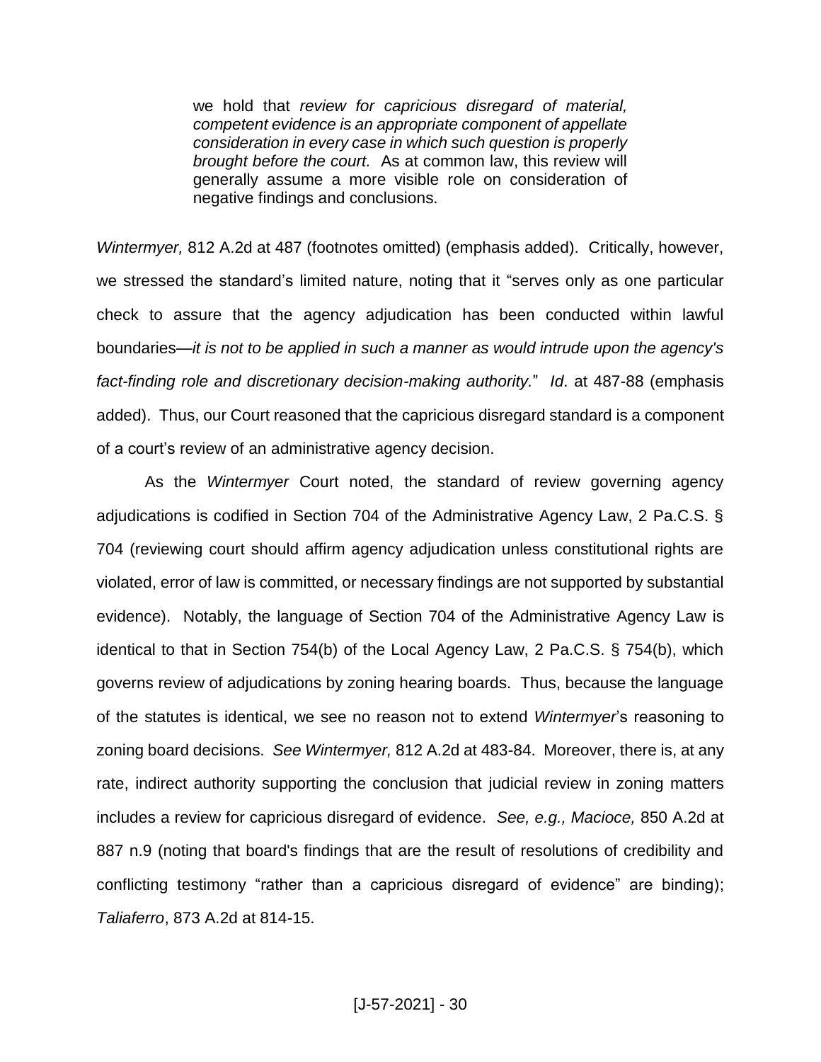> we hold that *review for capricious disregard of material, competent evidence is an appropriate component of appellate consideration in every case in which such question is properly brought before the court.* As at common law, this review will generally assume a more visible role on consideration of negative findings and conclusions.

*Wintermyer,* 812 A.2d at 487 (footnotes omitted) (emphasis added). Critically, however, we stressed the standard's limited nature, noting that it "serves only as one particular check to assure that the agency adjudication has been conducted within lawful boundaries—*it is not to be applied in such a manner as would intrude upon the agency's fact-finding role and discretionary decision-making authority.*" *Id*. at 487-88 (emphasis added). Thus, our Court reasoned that the capricious disregard standard is a component of a court's review of an administrative agency decision.

As the *Wintermyer* Court noted, the standard of review governing agency adjudications is codified in Section 704 of the Administrative Agency Law, 2 Pa.C.S. § 704 (reviewing court should affirm agency adjudication unless constitutional rights are violated, error of law is committed, or necessary findings are not supported by substantial evidence). Notably, the language of Section 704 of the Administrative Agency Law is identical to that in Section 754(b) of the Local Agency Law, 2 Pa.C.S. § 754(b), which governs review of adjudications by zoning hearing boards. Thus, because the language of the statutes is identical, we see no reason not to extend *Wintermyer*'s reasoning to zoning board decisions. *See Wintermyer,* 812 A.2d at 483-84. Moreover, there is, at any rate, indirect authority supporting the conclusion that judicial review in zoning matters includes a review for capricious disregard of evidence. *See, e.g., Macioce,* 850 A.2d at 887 n.9 (noting that board's findings that are the result of resolutions of credibility and conflicting testimony "rather than a capricious disregard of evidence" are binding); *Taliaferro*, 873 A.2d at 814-15.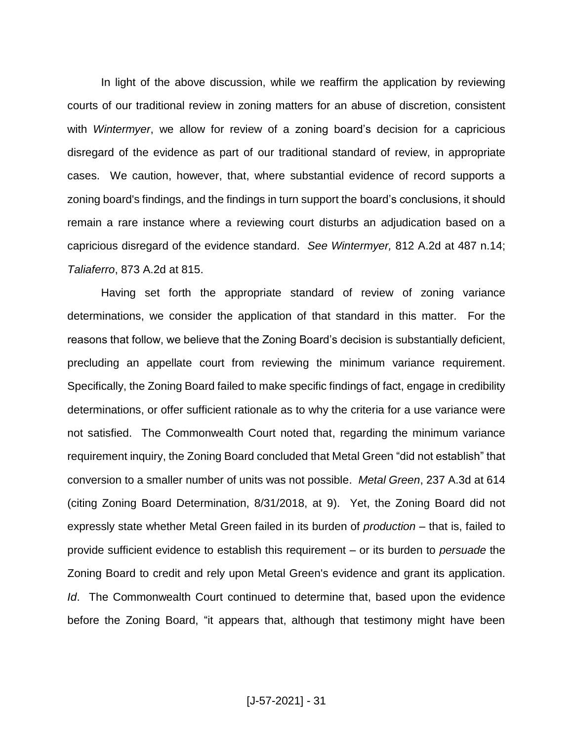In light of the above discussion, while we reaffirm the application by reviewing courts of our traditional review in zoning matters for an abuse of discretion, consistent with *Wintermyer*, we allow for review of a zoning board's decision for a capricious disregard of the evidence as part of our traditional standard of review, in appropriate cases. We caution, however, that, where substantial evidence of record supports a zoning board's findings, and the findings in turn support the board's conclusions, it should remain a rare instance where a reviewing court disturbs an adjudication based on a capricious disregard of the evidence standard. *See Wintermyer,* 812 A.2d at 487 n.14; *Taliaferro*, 873 A.2d at 815.

Having set forth the appropriate standard of review of zoning variance determinations, we consider the application of that standard in this matter. For the reasons that follow, we believe that the Zoning Board's decision is substantially deficient, precluding an appellate court from reviewing the minimum variance requirement. Specifically, the Zoning Board failed to make specific findings of fact, engage in credibility determinations, or offer sufficient rationale as to why the criteria for a use variance were not satisfied. The Commonwealth Court noted that, regarding the minimum variance requirement inquiry, the Zoning Board concluded that Metal Green "did not establish" that conversion to a smaller number of units was not possible. *Metal Green*, 237 A.3d at 614 (citing Zoning Board Determination, 8/31/2018, at 9). Yet, the Zoning Board did not expressly state whether Metal Green failed in its burden of *production* – that is, failed to provide sufficient evidence to establish this requirement – or its burden to *persuade* the Zoning Board to credit and rely upon Metal Green's evidence and grant its application. *Id*. The Commonwealth Court continued to determine that, based upon the evidence before the Zoning Board, "it appears that, although that testimony might have been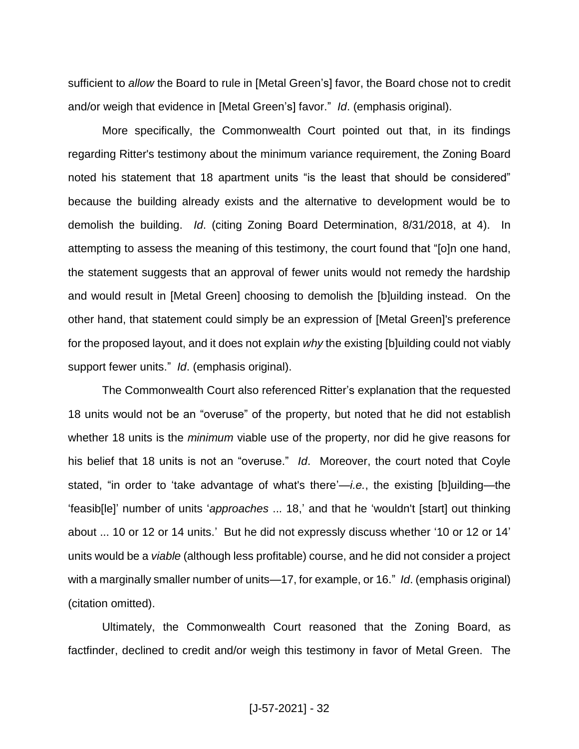sufficient to *allow* the Board to rule in [Metal Green's] favor, the Board chose not to credit and/or weigh that evidence in [Metal Green's] favor." *Id*. (emphasis original).

More specifically, the Commonwealth Court pointed out that, in its findings regarding Ritter's testimony about the minimum variance requirement, the Zoning Board noted his statement that 18 apartment units "is the least that should be considered" because the building already exists and the alternative to development would be to demolish the building. *Id*. (citing Zoning Board Determination, 8/31/2018, at 4). In attempting to assess the meaning of this testimony, the court found that "[o]n one hand, the statement suggests that an approval of fewer units would not remedy the hardship and would result in [Metal Green] choosing to demolish the [b]uilding instead. On the other hand, that statement could simply be an expression of [Metal Green]'s preference for the proposed layout, and it does not explain *why* the existing [b]uilding could not viably support fewer units." *Id*. (emphasis original).

The Commonwealth Court also referenced Ritter's explanation that the requested 18 units would not be an "overuse" of the property, but noted that he did not establish whether 18 units is the *minimum* viable use of the property, nor did he give reasons for his belief that 18 units is not an "overuse." *Id*. Moreover, the court noted that Coyle stated, "in order to 'take advantage of what's there'—*i.e.*, the existing [b]uilding—the 'feasib[le]' number of units '*approaches* ... 18,' and that he 'wouldn't [start] out thinking about ... 10 or 12 or 14 units.' But he did not expressly discuss whether '10 or 12 or 14' units would be a *viable* (although less profitable) course, and he did not consider a project with a marginally smaller number of units—17, for example, or 16." *Id*. (emphasis original) (citation omitted).

Ultimately, the Commonwealth Court reasoned that the Zoning Board, as factfinder, declined to credit and/or weigh this testimony in favor of Metal Green. The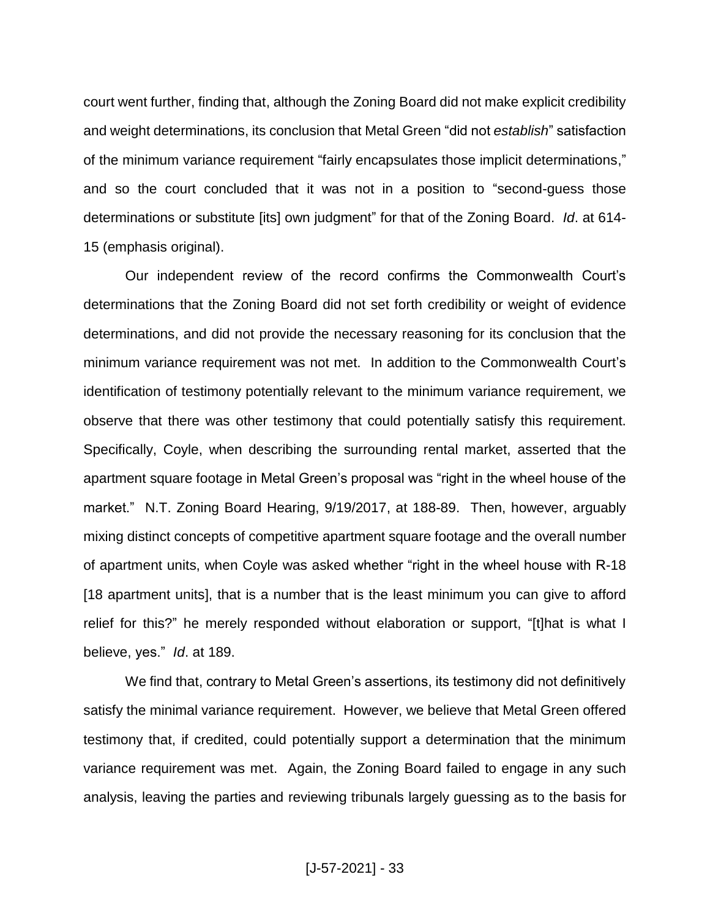court went further, finding that, although the Zoning Board did not make explicit credibility and weight determinations, its conclusion that Metal Green "did not *establish*" satisfaction of the minimum variance requirement "fairly encapsulates those implicit determinations," and so the court concluded that it was not in a position to "second-guess those determinations or substitute [its] own judgment" for that of the Zoning Board. *Id*. at 614-15 (emphasis original).

Our independent review of the record confirms the Commonwealth Court's determinations that the Zoning Board did not set forth credibility or weight of evidence determinations, and did not provide the necessary reasoning for its conclusion that the minimum variance requirement was not met. In addition to the Commonwealth Court's identification of testimony potentially relevant to the minimum variance requirement, we observe that there was other testimony that could potentially satisfy this requirement. Specifically, Coyle, when describing the surrounding rental market, asserted that the apartment square footage in Metal Green's proposal was "right in the wheel house of the market." N.T. Zoning Board Hearing, 9/19/2017, at 188-89. Then, however, arguably mixing distinct concepts of competitive apartment square footage and the overall number of apartment units, when Coyle was asked whether "right in the wheel house with R-18 [18 apartment units], that is a number that is the least minimum you can give to afford relief for this?" he merely responded without elaboration or support, "[t]hat is what I believe, yes." *Id*. at 189.

We find that, contrary to Metal Green's assertions, its testimony did not definitively satisfy the minimal variance requirement. However, we believe that Metal Green offered testimony that, if credited, could potentially support a determination that the minimum variance requirement was met. Again, the Zoning Board failed to engage in any such analysis, leaving the parties and reviewing tribunals largely guessing as to the basis for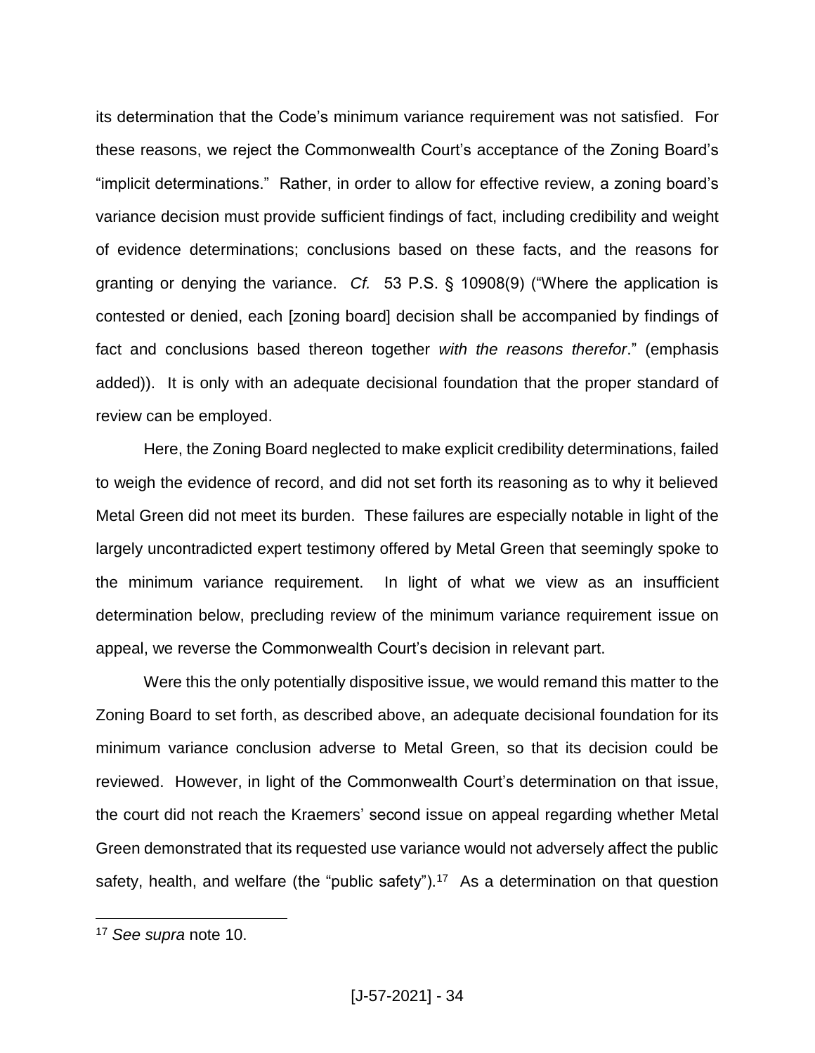its determination that the Code's minimum variance requirement was not satisfied. For these reasons, we reject the Commonwealth Court's acceptance of the Zoning Board's "implicit determinations." Rather, in order to allow for effective review, a zoning board's variance decision must provide sufficient findings of fact, including credibility and weight of evidence determinations; conclusions based on these facts, and the reasons for granting or denying the variance. *Cf.* 53 P.S. § 10908(9) ("Where the application is contested or denied, each [zoning board] decision shall be accompanied by findings of fact and conclusions based thereon together *with the reasons therefor*." (emphasis added)). It is only with an adequate decisional foundation that the proper standard of review can be employed.

Here, the Zoning Board neglected to make explicit credibility determinations, failed to weigh the evidence of record, and did not set forth its reasoning as to why it believed Metal Green did not meet its burden. These failures are especially notable in light of the largely uncontradicted expert testimony offered by Metal Green that seemingly spoke to the minimum variance requirement. In light of what we view as an insufficient determination below, precluding review of the minimum variance requirement issue on appeal, we reverse the Commonwealth Court's decision in relevant part.

Were this the only potentially dispositive issue, we would remand this matter to the Zoning Board to set forth, as described above, an adequate decisional foundation for its minimum variance conclusion adverse to Metal Green, so that its decision could be reviewed. However, in light of the Commonwealth Court's determination on that issue, the court did not reach the Kraemers' second issue on appeal regarding whether Metal Green demonstrated that its requested use variance would not adversely affect the public safety, health, and welfare (the "public safety").[17] As a determination on that question

[17] *See supra* note 10.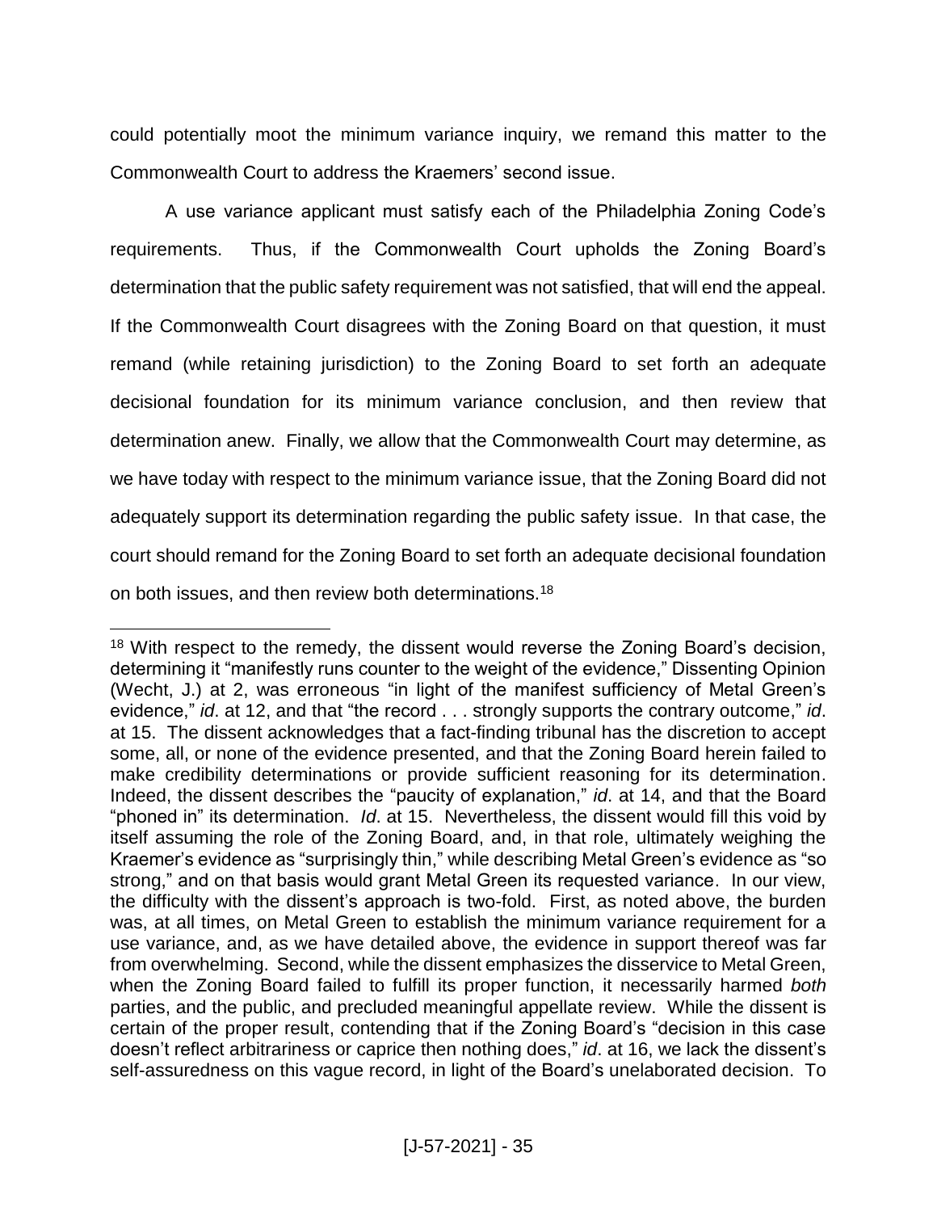could potentially moot the minimum variance inquiry, we remand this matter to the Commonwealth Court to address the Kraemers' second issue.

A use variance applicant must satisfy each of the Philadelphia Zoning Code's requirements. Thus, if the Commonwealth Court upholds the Zoning Board's determination that the public safety requirement was not satisfied, that will end the appeal. If the Commonwealth Court disagrees with the Zoning Board on that question, it must remand (while retaining jurisdiction) to the Zoning Board to set forth an adequate decisional foundation for its minimum variance conclusion, and then review that determination anew. Finally, we allow that the Commonwealth Court may determine, as we have today with respect to the minimum variance issue, that the Zoning Board did not adequately support its determination regarding the public safety issue. In that case, the court should remand for the Zoning Board to set forth an adequate decisional foundation on both issues, and then review both determinations.[18]

---

[18] With respect to the remedy, the dissent would reverse the Zoning Board's decision, determining it "manifestly runs counter to the weight of the evidence," Dissenting Opinion (Wecht, J.) at 2, was erroneous "in light of the manifest sufficiency of Metal Green's evidence," *id*. at 12, and that "the record . . . strongly supports the contrary outcome," *id*. at 15. The dissent acknowledges that a fact-finding tribunal has the discretion to accept some, all, or none of the evidence presented, and that the Zoning Board herein failed to make credibility determinations or provide sufficient reasoning for its determination. Indeed, the dissent describes the "paucity of explanation," *id*. at 14, and that the Board "phoned in" its determination. *Id*. at 15. Nevertheless, the dissent would fill this void by itself assuming the role of the Zoning Board, and, in that role, ultimately weighing the Kraemer's evidence as "surprisingly thin," while describing Metal Green's evidence as "so strong," and on that basis would grant Metal Green its requested variance. In our view, the difficulty with the dissent's approach is two-fold. First, as noted above, the burden was, at all times, on Metal Green to establish the minimum variance requirement for a use variance, and, as we have detailed above, the evidence in support thereof was far from overwhelming. Second, while the dissent emphasizes the disservice to Metal Green, when the Zoning Board failed to fulfill its proper function, it necessarily harmed *both* parties, and the public, and precluded meaningful appellate review. While the dissent is certain of the proper result, contending that if the Zoning Board's "decision in this case doesn't reflect arbitrariness or caprice then nothing does," *id*. at 16, we lack the dissent's self-assuredness on this vague record, in light of the Board's unelaborated decision. To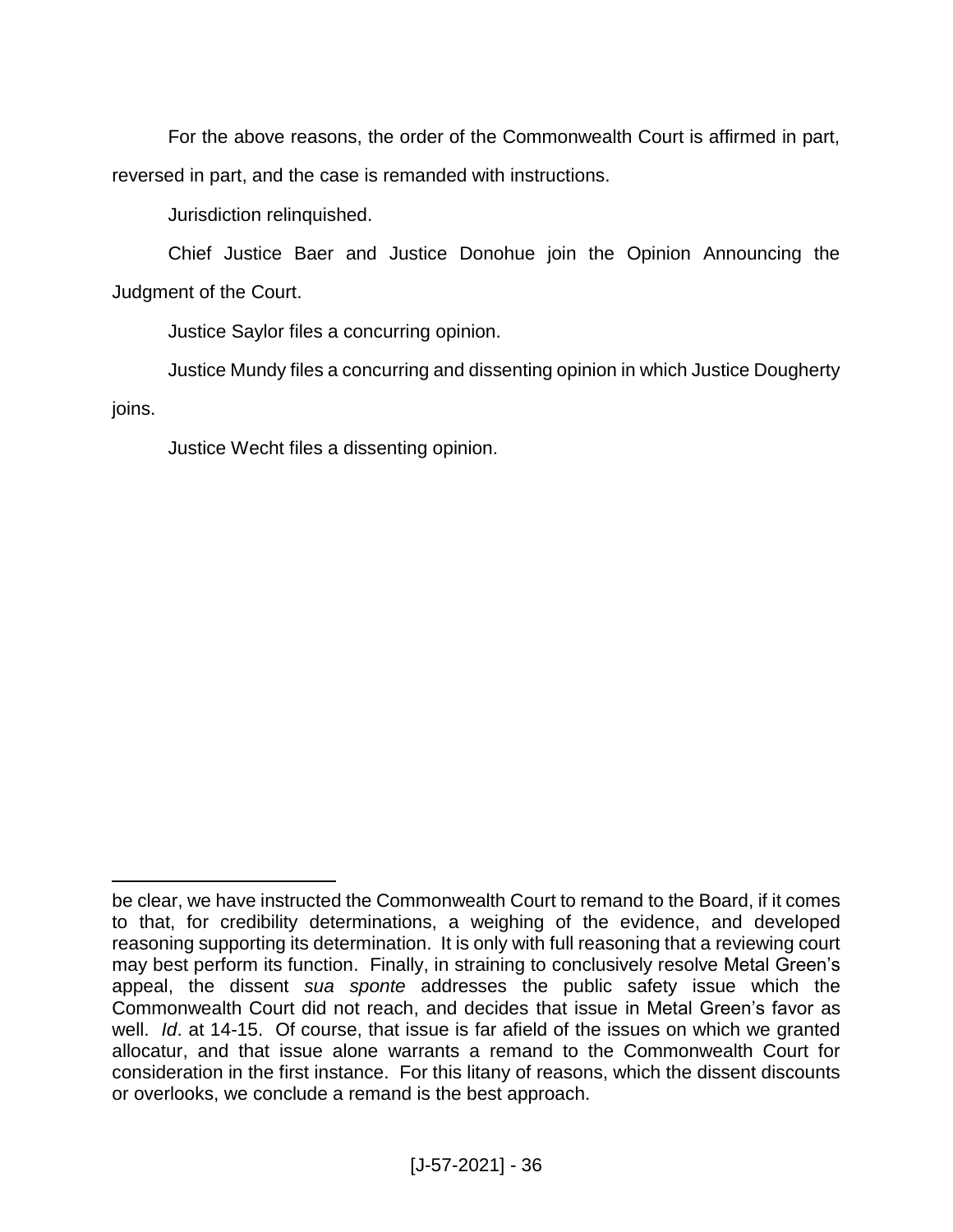For the above reasons, the order of the Commonwealth Court is affirmed in part, reversed in part, and the case is remanded with instructions.

Jurisdiction relinquished.

Chief Justice Baer and Justice Donohue join the Opinion Announcing the Judgment of the Court.

Justice Saylor files a concurring opinion.

Justice Mundy files a concurring and dissenting opinion in which Justice Dougherty joins.

Justice Wecht files a dissenting opinion.

---

be clear, we have instructed the Commonwealth Court to remand to the Board, if it comes to that, for credibility determinations, a weighing of the evidence, and developed reasoning supporting its determination. It is only with full reasoning that a reviewing court may best perform its function. Finally, in straining to conclusively resolve Metal Green's appeal, the dissent *sua sponte* addresses the public safety issue which the Commonwealth Court did not reach, and decides that issue in Metal Green's favor as well. *Id*. at 14-15. Of course, that issue is far afield of the issues on which we granted allocatur, and that issue alone warrants a remand to the Commonwealth Court for consideration in the first instance. For this litany of reasons, which the dissent discounts or overlooks, we conclude a remand is the best approach.